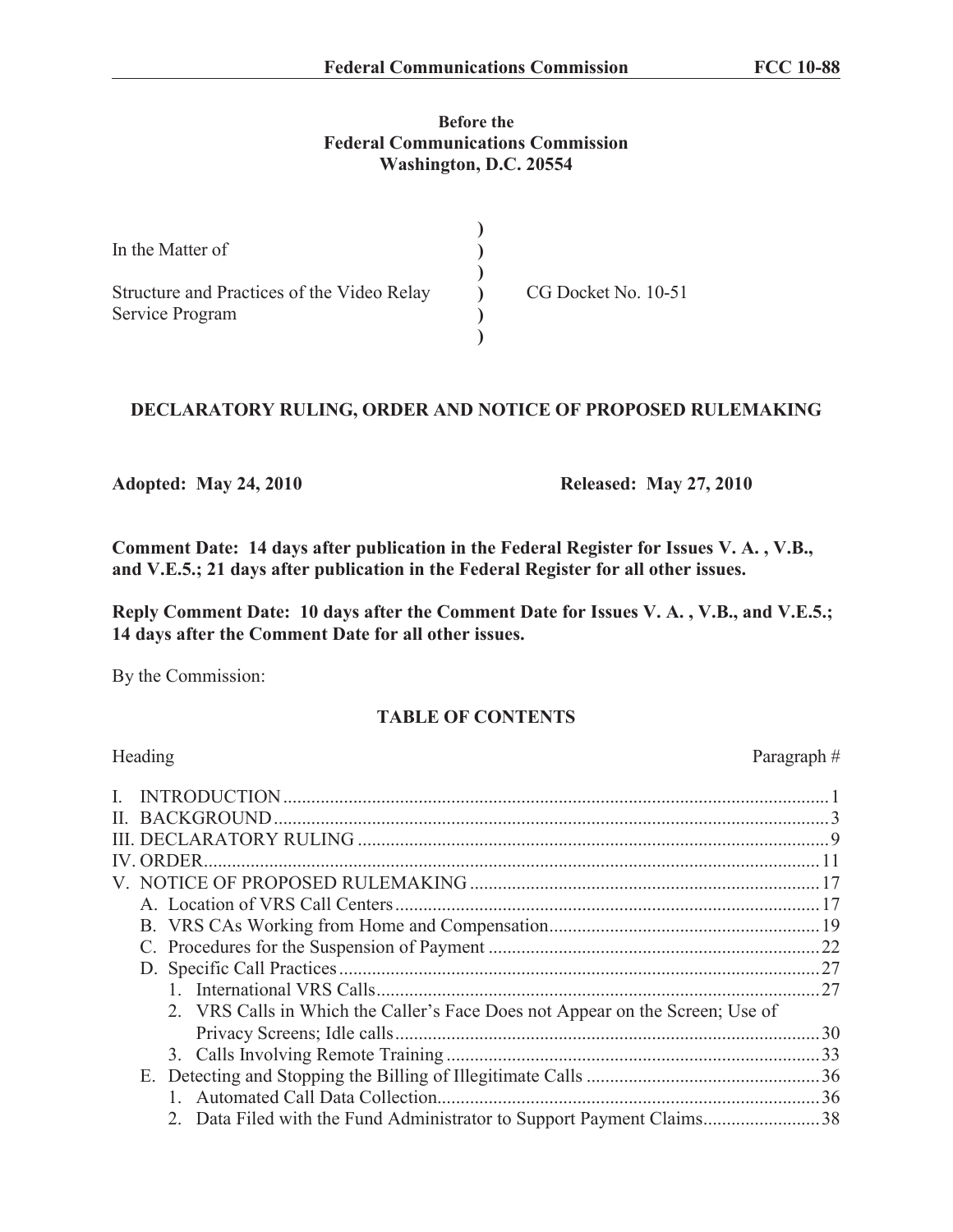**Before the**
**Federal Communications Commission**
**Washington, D.C. 20554**

| | | |
|---|---|---|
| In the Matter of | ) | |
| | ) | |
| Structure and Practices of the Video Relay Service Program | ) | CG Docket No. 10-51 |
| | ) | |

**DECLARATORY RULING, ORDER AND NOTICE OF PROPOSED RULEMAKING**

**Adopted: May 24, 2010** **Released: May 27, 2010**

**Comment Date: 14 days after publication in the Federal Register for Issues V. A. , V.B., and V.E.5.; 21 days after publication in the Federal Register for all other issues.**

**Reply Comment Date: 10 days after the Comment Date for Issues V. A. , V.B., and V.E.5.; 14 days after the Comment Date for all other issues.**

By the Commission:

**TABLE OF CONTENTS**

| Heading | Paragraph # |
|---|---|
| I. INTRODUCTION | 1 |
| II. BACKGROUND | 3 |
| III. DECLARATORY RULING | 9 |
| IV. ORDER | 11 |
| V. NOTICE OF PROPOSED RULEMAKING | 17 |
| A. Location of VRS Call Centers | 17 |
| B. VRS CAs Working from Home and Compensation | 19 |
| C. Procedures for the Suspension of Payment | 22 |
| D. Specific Call Practices | 27 |
| 1. International VRS Calls | 27 |
| 2. VRS Calls in Which the Caller's Face Does not Appear on the Screen; Use of Privacy Screens; Idle calls | 30 |
| 3. Calls Involving Remote Training | 33 |
| E. Detecting and Stopping the Billing of Illegitimate Calls | 36 |
| 1. Automated Call Data Collection | 36 |
| 2. Data Filed with the Fund Administrator to Support Payment Claims | 38 |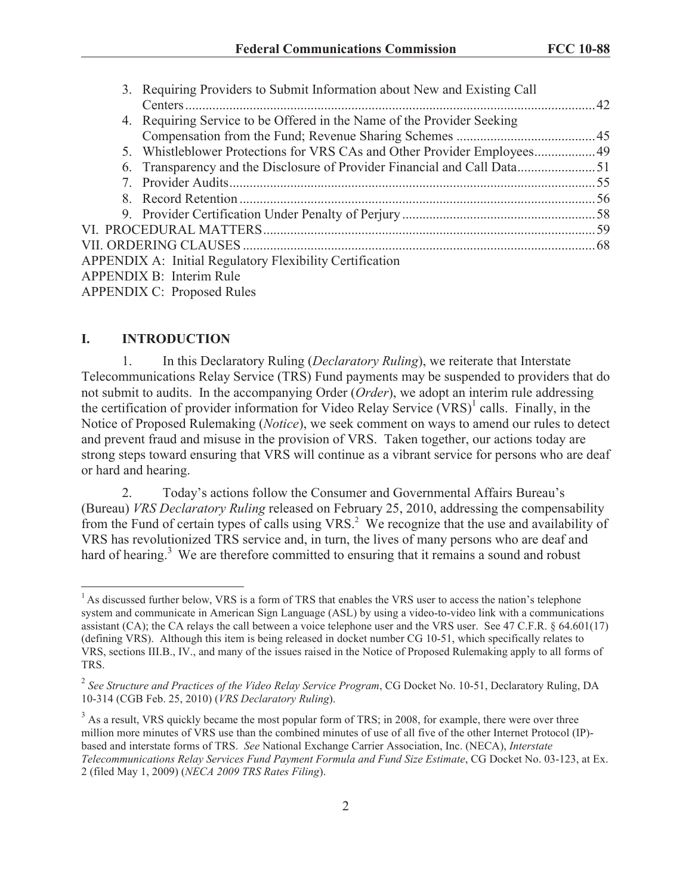3. Requiring Providers to Submit Information about New and Existing Call Centers ........ 42
4. Requiring Service to be Offered in the Name of the Provider Seeking Compensation from the Fund; Revenue Sharing Schemes ........ 45
5. Whistleblower Protections for VRS CAs and Other Provider Employees ........ 49
6. Transparency and the Disclosure of Provider Financial and Call Data ........ 51
7. Provider Audits ........ 55
8. Record Retention ........ 56
9. Provider Certification Under Penalty of Perjury ........ 58

VI. PROCEDURAL MATTERS ........ 59

VII. ORDERING CLAUSES ........ 68

APPENDIX A: Initial Regulatory Flexibility Certification

APPENDIX B: Interim Rule

APPENDIX C: Proposed Rules

# I. INTRODUCTION

1. In this Declaratory Ruling (*Declaratory Ruling*), we reiterate that Interstate Telecommunications Relay Service (TRS) Fund payments may be suspended to providers that do not submit to audits. In the accompanying Order (*Order*), we adopt an interim rule addressing the certification of provider information for Video Relay Service (VRS)[1] calls. Finally, in the Notice of Proposed Rulemaking (*Notice*), we seek comment on ways to amend our rules to detect and prevent fraud and misuse in the provision of VRS. Taken together, our actions today are strong steps toward ensuring that VRS will continue as a vibrant service for persons who are deaf or hard and hearing.

2. Today's actions follow the Consumer and Governmental Affairs Bureau's (Bureau) *VRS Declaratory Ruling* released on February 25, 2010, addressing the compensability from the Fund of certain types of calls using VRS.[2] We recognize that the use and availability of VRS has revolutionized TRS service and, in turn, the lives of many persons who are deaf and hard of hearing.[3] We are therefore committed to ensuring that it remains a sound and robust

---

[1] As discussed further below, VRS is a form of TRS that enables the VRS user to access the nation's telephone system and communicate in American Sign Language (ASL) by using a video-to-video link with a communications assistant (CA); the CA relays the call between a voice telephone user and the VRS user. See 47 C.F.R. § 64.601(17) (defining VRS). Although this item is being released in docket number CG 10-51, which specifically relates to VRS, sections III.B., IV., and many of the issues raised in the Notice of Proposed Rulemaking apply to all forms of TRS.

[2] *See Structure and Practices of the Video Relay Service Program*, CG Docket No. 10-51, Declaratory Ruling, DA 10-314 (CGB Feb. 25, 2010) (*VRS Declaratory Ruling*).

[3] As a result, VRS quickly became the most popular form of TRS; in 2008, for example, there were over three million more minutes of VRS use than the combined minutes of use of all five of the other Internet Protocol (IP)-based and interstate forms of TRS. *See* National Exchange Carrier Association, Inc. (NECA), *Interstate Telecommunications Relay Services Fund Payment Formula and Fund Size Estimate*, CG Docket No. 03-123, at Ex. 2 (filed May 1, 2009) (*NECA 2009 TRS Rates Filing*).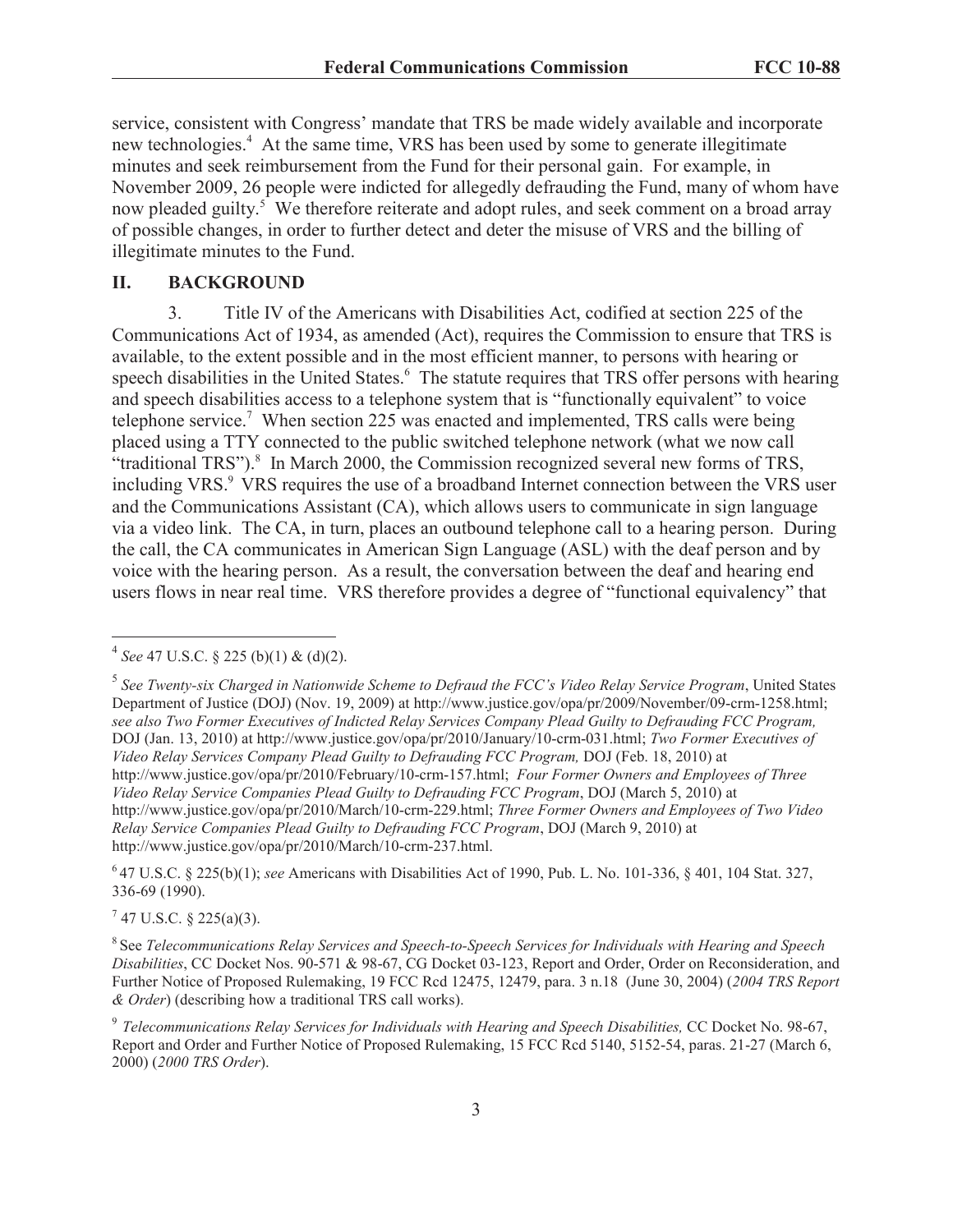service, consistent with Congress' mandate that TRS be made widely available and incorporate new technologies.[4] At the same time, VRS has been used by some to generate illegitimate minutes and seek reimbursement from the Fund for their personal gain. For example, in November 2009, 26 people were indicted for allegedly defrauding the Fund, many of whom have now pleaded guilty.[5] We therefore reiterate and adopt rules, and seek comment on a broad array of possible changes, in order to further detect and deter the misuse of VRS and the billing of illegitimate minutes to the Fund.

## II. BACKGROUND

3. Title IV of the Americans with Disabilities Act, codified at section 225 of the Communications Act of 1934, as amended (Act), requires the Commission to ensure that TRS is available, to the extent possible and in the most efficient manner, to persons with hearing or speech disabilities in the United States.[6] The statute requires that TRS offer persons with hearing and speech disabilities access to a telephone system that is "functionally equivalent" to voice telephone service.[7] When section 225 was enacted and implemented, TRS calls were being placed using a TTY connected to the public switched telephone network (what we now call "traditional TRS").[8] In March 2000, the Commission recognized several new forms of TRS, including VRS.[9] VRS requires the use of a broadband Internet connection between the VRS user and the Communications Assistant (CA), which allows users to communicate in sign language via a video link. The CA, in turn, places an outbound telephone call to a hearing person. During the call, the CA communicates in American Sign Language (ASL) with the deaf person and by voice with the hearing person. As a result, the conversation between the deaf and hearing end users flows in near real time. VRS therefore provides a degree of "functional equivalency" that

---

[4] *See* 47 U.S.C. § 225 (b)(1) & (d)(2).

[5] *See Twenty-six Charged in Nationwide Scheme to Defraud the FCC's Video Relay Service Program*, United States Department of Justice (DOJ) (Nov. 19, 2009) at http://www.justice.gov/opa/pr/2009/November/09-crm-1258.html; *see also Two Former Executives of Indicted Relay Services Company Plead Guilty to Defrauding FCC Program,* DOJ (Jan. 13, 2010) at http://www.justice.gov/opa/pr/2010/January/10-crm-031.html; *Two Former Executives of Video Relay Services Company Plead Guilty to Defrauding FCC Program,* DOJ (Feb. 18, 2010) at http://www.justice.gov/opa/pr/2010/February/10-crm-157.html; *Four Former Owners and Employees of Three Video Relay Service Companies Plead Guilty to Defrauding FCC Program*, DOJ (March 5, 2010) at http://www.justice.gov/opa/pr/2010/March/10-crm-229.html; *Three Former Owners and Employees of Two Video Relay Service Companies Plead Guilty to Defrauding FCC Program*, DOJ (March 9, 2010) at http://www.justice.gov/opa/pr/2010/March/10-crm-237.html.

[6] 47 U.S.C. § 225(b)(1); *see* Americans with Disabilities Act of 1990, Pub. L. No. 101-336, § 401, 104 Stat. 327, 336-69 (1990).

[7] 47 U.S.C. § 225(a)(3).

[8] See *Telecommunications Relay Services and Speech-to-Speech Services for Individuals with Hearing and Speech Disabilities*, CC Docket Nos. 90-571 & 98-67, CG Docket 03-123, Report and Order, Order on Reconsideration, and Further Notice of Proposed Rulemaking, 19 FCC Rcd 12475, 12479, para. 3 n.18 (June 30, 2004) (*2004 TRS Report & Order*) (describing how a traditional TRS call works).

[9] *Telecommunications Relay Services for Individuals with Hearing and Speech Disabilities,* CC Docket No. 98-67, Report and Order and Further Notice of Proposed Rulemaking, 15 FCC Rcd 5140, 5152-54, paras. 21-27 (March 6, 2000) (*2000 TRS Order*).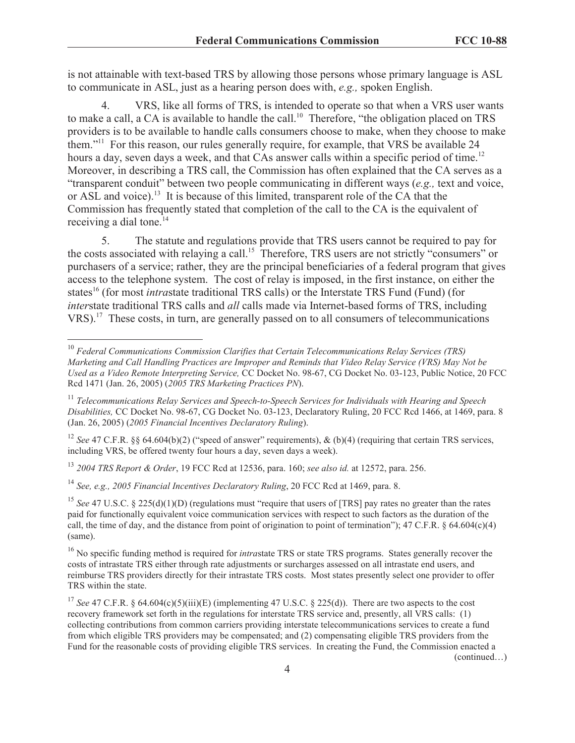is not attainable with text-based TRS by allowing those persons whose primary language is ASL to communicate in ASL, just as a hearing person does with, *e.g.,* spoken English.

4. VRS, like all forms of TRS, is intended to operate so that when a VRS user wants to make a call, a CA is available to handle the call.[10] Therefore, "the obligation placed on TRS providers is to be available to handle calls consumers choose to make, when they choose to make them."[11] For this reason, our rules generally require, for example, that VRS be available 24 hours a day, seven days a week, and that CAs answer calls within a specific period of time.[12] Moreover, in describing a TRS call, the Commission has often explained that the CA serves as a "transparent conduit" between two people communicating in different ways (*e.g.,* text and voice, or ASL and voice).[13] It is because of this limited, transparent role of the CA that the Commission has frequently stated that completion of the call to the CA is the equivalent of receiving a dial tone.[14]

5. The statute and regulations provide that TRS users cannot be required to pay for the costs associated with relaying a call.[15] Therefore, TRS users are not strictly "consumers" or purchasers of a service; rather, they are the principal beneficiaries of a federal program that gives access to the telephone system. The cost of relay is imposed, in the first instance, on either the states[16] (for most *intra*state traditional TRS calls) or the Interstate TRS Fund (Fund) (for *inter*state traditional TRS calls and *all* calls made via Internet-based forms of TRS, including VRS).[17] These costs, in turn, are generally passed on to all consumers of telecommunications

---

[10] *Federal Communications Commission Clarifies that Certain Telecommunications Relay Services (TRS) Marketing and Call Handling Practices are Improper and Reminds that Video Relay Service (VRS) May Not be Used as a Video Remote Interpreting Service,* CC Docket No. 98-67, CG Docket No. 03-123, Public Notice, 20 FCC Rcd 1471 (Jan. 26, 2005) (*2005 TRS Marketing Practices PN*).

[11] *Telecommunications Relay Services and Speech-to-Speech Services for Individuals with Hearing and Speech Disabilities,* CC Docket No. 98-67, CG Docket No. 03-123, Declaratory Ruling, 20 FCC Rcd 1466, at 1469, para. 8 (Jan. 26, 2005) (*2005 Financial Incentives Declaratory Ruling*).

[12] *See* 47 C.F.R. §§ 64.604(b)(2) ("speed of answer" requirements), & (b)(4) (requiring that certain TRS services, including VRS, be offered twenty four hours a day, seven days a week).

[13] *2004 TRS Report & Order*, 19 FCC Rcd at 12536, para. 160; *see also id.* at 12572, para. 256.

[14] *See, e.g., 2005 Financial Incentives Declaratory Ruling*, 20 FCC Rcd at 1469, para. 8.

[15] *See* 47 U.S.C. § 225(d)(1)(D) (regulations must "require that users of [TRS] pay rates no greater than the rates paid for functionally equivalent voice communication services with respect to such factors as the duration of the call, the time of day, and the distance from point of origination to point of termination"); 47 C.F.R. § 64.604(c)(4) (same).

[16] No specific funding method is required for *intra*state TRS or state TRS programs. States generally recover the costs of intrastate TRS either through rate adjustments or surcharges assessed on all intrastate end users, and reimburse TRS providers directly for their intrastate TRS costs. Most states presently select one provider to offer TRS within the state.

[17] *See* 47 C.F.R. § 64.604(c)(5)(iii)(E) (implementing 47 U.S.C. § 225(d)). There are two aspects to the cost recovery framework set forth in the regulations for interstate TRS service and, presently, all VRS calls: (1) collecting contributions from common carriers providing interstate telecommunications services to create a fund from which eligible TRS providers may be compensated; and (2) compensating eligible TRS providers from the Fund for the reasonable costs of providing eligible TRS services. In creating the Fund, the Commission enacted a (continued…)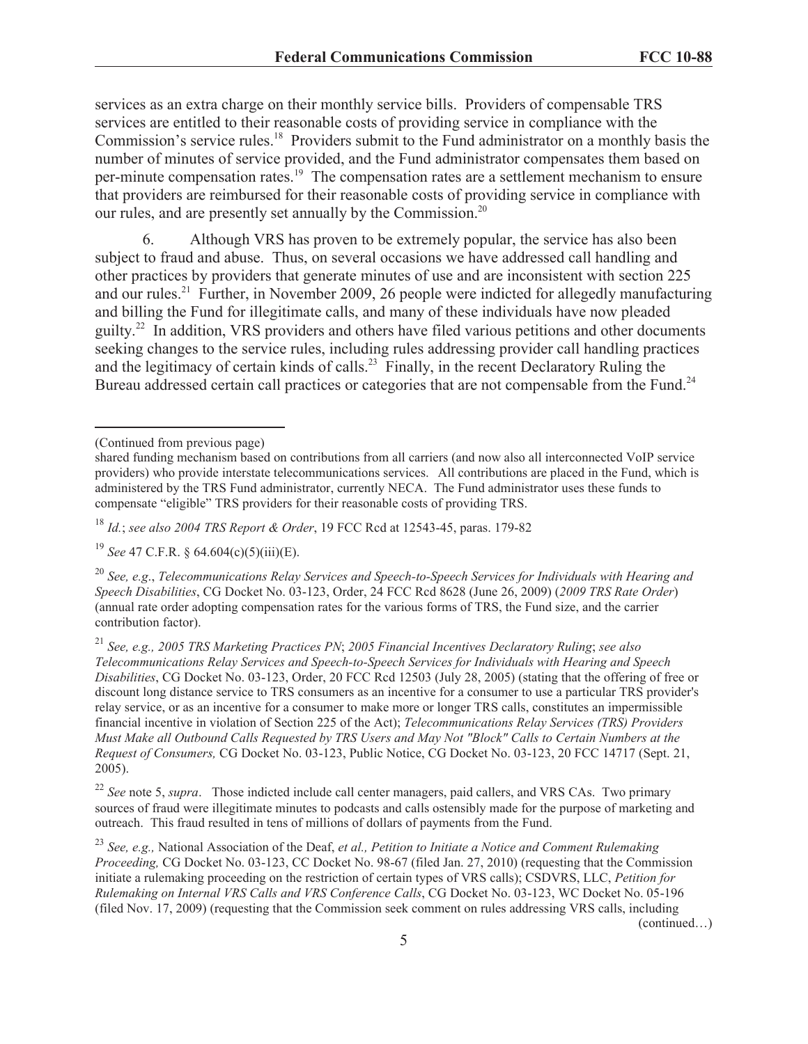services as an extra charge on their monthly service bills. Providers of compensable TRS services are entitled to their reasonable costs of providing service in compliance with the Commission's service rules.[18] Providers submit to the Fund administrator on a monthly basis the number of minutes of service provided, and the Fund administrator compensates them based on per-minute compensation rates.[19] The compensation rates are a settlement mechanism to ensure that providers are reimbursed for their reasonable costs of providing service in compliance with our rules, and are presently set annually by the Commission.[20]

6. Although VRS has proven to be extremely popular, the service has also been subject to fraud and abuse. Thus, on several occasions we have addressed call handling and other practices by providers that generate minutes of use and are inconsistent with section 225 and our rules.[21] Further, in November 2009, 26 people were indicted for allegedly manufacturing and billing the Fund for illegitimate calls, and many of these individuals have now pleaded guilty.[22] In addition, VRS providers and others have filed various petitions and other documents seeking changes to the service rules, including rules addressing provider call handling practices and the legitimacy of certain kinds of calls.[23] Finally, in the recent Declaratory Ruling the Bureau addressed certain call practices or categories that are not compensable from the Fund.[24]

---

(Continued from previous page)

shared funding mechanism based on contributions from all carriers (and now also all interconnected VoIP service providers) who provide interstate telecommunications services. All contributions are placed in the Fund, which is administered by the TRS Fund administrator, currently NECA. The Fund administrator uses these funds to compensate "eligible" TRS providers for their reasonable costs of providing TRS.

[18] *Id.*; *see also 2004 TRS Report & Order*, 19 FCC Rcd at 12543-45, paras. 179-82

[19] *See* 47 C.F.R. § 64.604(c)(5)(iii)(E).

[20] *See, e.g*., *Telecommunications Relay Services and Speech-to-Speech Services for Individuals with Hearing and Speech Disabilities*, CG Docket No. 03-123, Order, 24 FCC Rcd 8628 (June 26, 2009) (*2009 TRS Rate Order*) (annual rate order adopting compensation rates for the various forms of TRS, the Fund size, and the carrier contribution factor).

[21] *See, e.g., 2005 TRS Marketing Practices PN*; *2005 Financial Incentives Declaratory Ruling*; *see also Telecommunications Relay Services and Speech-to-Speech Services for Individuals with Hearing and Speech Disabilities*, CG Docket No. 03-123, Order, 20 FCC Rcd 12503 (July 28, 2005) (stating that the offering of free or discount long distance service to TRS consumers as an incentive for a consumer to use a particular TRS provider's relay service, or as an incentive for a consumer to make more or longer TRS calls, constitutes an impermissible financial incentive in violation of Section 225 of the Act); *Telecommunications Relay Services (TRS) Providers Must Make all Outbound Calls Requested by TRS Users and May Not "Block" Calls to Certain Numbers at the Request of Consumers,* CG Docket No. 03-123, Public Notice, CG Docket No. 03-123, 20 FCC 14717 (Sept. 21, 2005).

[22] *See* note 5, *supra*. Those indicted include call center managers, paid callers, and VRS CAs. Two primary sources of fraud were illegitimate minutes to podcasts and calls ostensibly made for the purpose of marketing and outreach. This fraud resulted in tens of millions of dollars of payments from the Fund.

[23] *See, e.g.,* National Association of the Deaf, *et al., Petition to Initiate a Notice and Comment Rulemaking Proceeding,* CG Docket No. 03-123, CC Docket No. 98-67 (filed Jan. 27, 2010) (requesting that the Commission initiate a rulemaking proceeding on the restriction of certain types of VRS calls); CSDVRS, LLC, *Petition for Rulemaking on Internal VRS Calls and VRS Conference Calls*, CG Docket No. 03-123, WC Docket No. 05-196 (filed Nov. 17, 2009) (requesting that the Commission seek comment on rules addressing VRS calls, including

(continued…)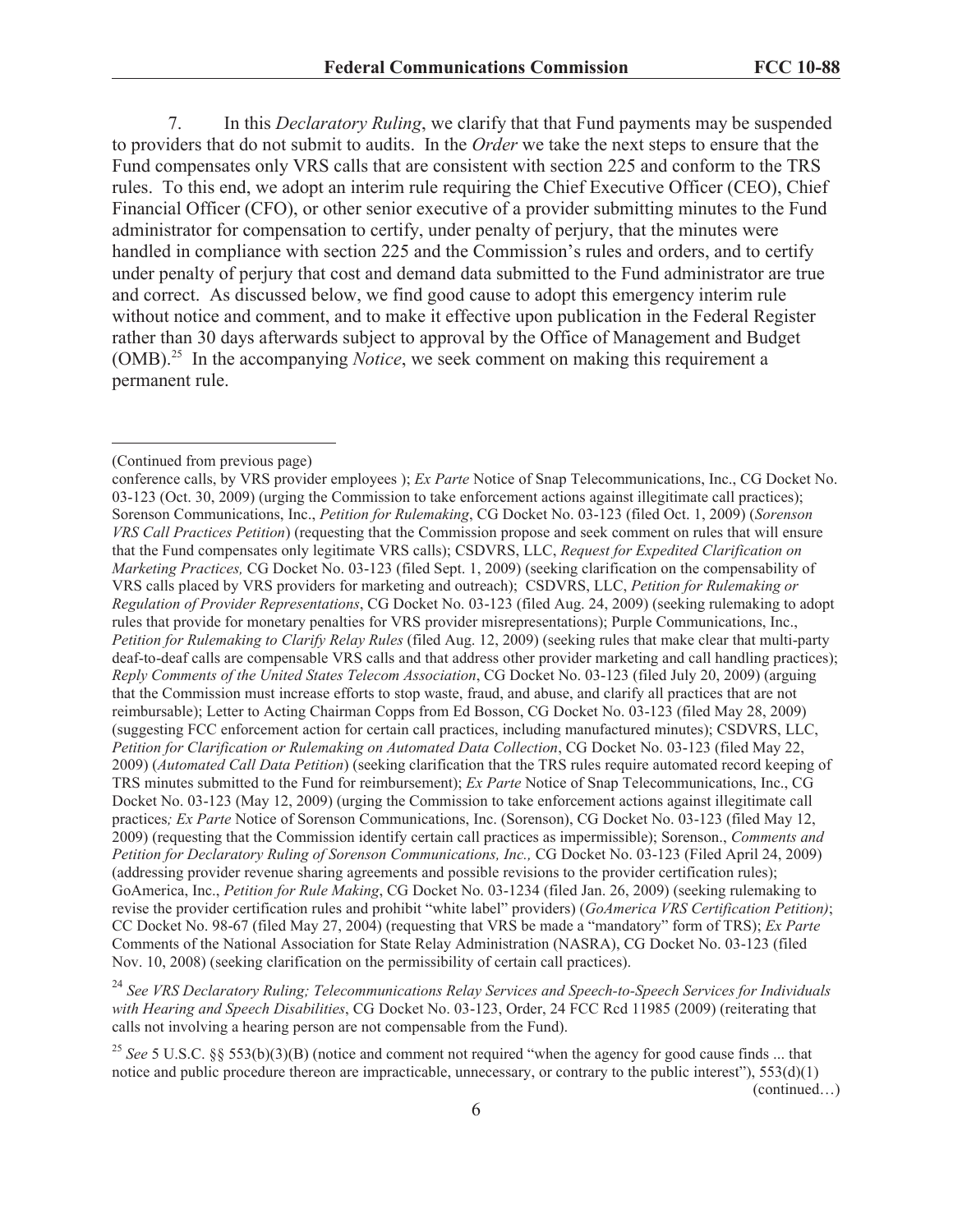7. In this *Declaratory Ruling*, we clarify that that Fund payments may be suspended to providers that do not submit to audits. In the *Order* we take the next steps to ensure that the Fund compensates only VRS calls that are consistent with section 225 and conform to the TRS rules. To this end, we adopt an interim rule requiring the Chief Executive Officer (CEO), Chief Financial Officer (CFO), or other senior executive of a provider submitting minutes to the Fund administrator for compensation to certify, under penalty of perjury, that the minutes were handled in compliance with section 225 and the Commission's rules and orders, and to certify under penalty of perjury that cost and demand data submitted to the Fund administrator are true and correct. As discussed below, we find good cause to adopt this emergency interim rule without notice and comment, and to make it effective upon publication in the Federal Register rather than 30 days afterwards subject to approval by the Office of Management and Budget (OMB).[25] In the accompanying *Notice*, we seek comment on making this requirement a permanent rule.

---

(Continued from previous page)

conference calls, by VRS provider employees ); *Ex Parte* Notice of Snap Telecommunications, Inc., CG Docket No. 03-123 (Oct. 30, 2009) (urging the Commission to take enforcement actions against illegitimate call practices); Sorenson Communications, Inc., *Petition for Rulemaking*, CG Docket No. 03-123 (filed Oct. 1, 2009) (*Sorenson VRS Call Practices Petition*) (requesting that the Commission propose and seek comment on rules that will ensure that the Fund compensates only legitimate VRS calls); CSDVRS, LLC, *Request for Expedited Clarification on Marketing Practices,* CG Docket No. 03-123 (filed Sept. 1, 2009) (seeking clarification on the compensability of VRS calls placed by VRS providers for marketing and outreach); CSDVRS, LLC, *Petition for Rulemaking or Regulation of Provider Representations*, CG Docket No. 03-123 (filed Aug. 24, 2009) (seeking rulemaking to adopt rules that provide for monetary penalties for VRS provider misrepresentations); Purple Communications, Inc., *Petition for Rulemaking to Clarify Relay Rules* (filed Aug. 12, 2009) (seeking rules that make clear that multi-party deaf-to-deaf calls are compensable VRS calls and that address other provider marketing and call handling practices); *Reply Comments of the United States Telecom Association*, CG Docket No. 03-123 (filed July 20, 2009) (arguing that the Commission must increase efforts to stop waste, fraud, and abuse, and clarify all practices that are not reimbursable); Letter to Acting Chairman Copps from Ed Bosson, CG Docket No. 03-123 (filed May 28, 2009) (suggesting FCC enforcement action for certain call practices, including manufactured minutes); CSDVRS, LLC, *Petition for Clarification or Rulemaking on Automated Data Collection*, CG Docket No. 03-123 (filed May 22, 2009) (*Automated Call Data Petition*) (seeking clarification that the TRS rules require automated record keeping of TRS minutes submitted to the Fund for reimbursement); *Ex Parte* Notice of Snap Telecommunications, Inc., CG Docket No. 03-123 (May 12, 2009) (urging the Commission to take enforcement actions against illegitimate call practices*; Ex Parte* Notice of Sorenson Communications, Inc. (Sorenson), CG Docket No. 03-123 (filed May 12, 2009) (requesting that the Commission identify certain call practices as impermissible); Sorenson., *Comments and Petition for Declaratory Ruling of Sorenson Communications, Inc.,* CG Docket No. 03-123 (Filed April 24, 2009) (addressing provider revenue sharing agreements and possible revisions to the provider certification rules); GoAmerica, Inc., *Petition for Rule Making*, CG Docket No. 03-1234 (filed Jan. 26, 2009) (seeking rulemaking to revise the provider certification rules and prohibit "white label" providers) (*GoAmerica VRS Certification Petition)*; CC Docket No. 98-67 (filed May 27, 2004) (requesting that VRS be made a "mandatory" form of TRS); *Ex Parte* Comments of the National Association for State Relay Administration (NASRA), CG Docket No. 03-123 (filed Nov. 10, 2008) (seeking clarification on the permissibility of certain call practices).

[24] *See VRS Declaratory Ruling; Telecommunications Relay Services and Speech-to-Speech Services for Individuals with Hearing and Speech Disabilities*, CG Docket No. 03-123, Order, 24 FCC Rcd 11985 (2009) (reiterating that calls not involving a hearing person are not compensable from the Fund).

[25] *See* 5 U.S.C. §§ 553(b)(3)(B) (notice and comment not required "when the agency for good cause finds ... that notice and public procedure thereon are impracticable, unnecessary, or contrary to the public interest"), 553(d)(1)

(continued…)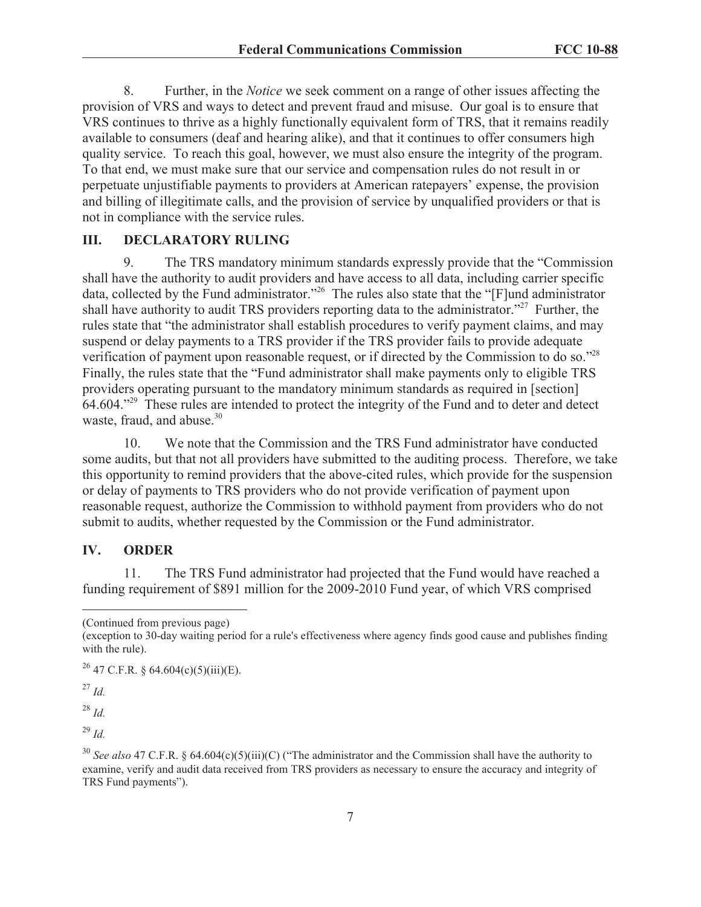8. Further, in the *Notice* we seek comment on a range of other issues affecting the provision of VRS and ways to detect and prevent fraud and misuse. Our goal is to ensure that VRS continues to thrive as a highly functionally equivalent form of TRS, that it remains readily available to consumers (deaf and hearing alike), and that it continues to offer consumers high quality service. To reach this goal, however, we must also ensure the integrity of the program. To that end, we must make sure that our service and compensation rules do not result in or perpetuate unjustifiable payments to providers at American ratepayers' expense, the provision and billing of illegitimate calls, and the provision of service by unqualified providers or that is not in compliance with the service rules.

## III. DECLARATORY RULING

9. The TRS mandatory minimum standards expressly provide that the "Commission shall have the authority to audit providers and have access to all data, including carrier specific data, collected by the Fund administrator."[26] The rules also state that the "[F]und administrator shall have authority to audit TRS providers reporting data to the administrator."[27] Further, the rules state that "the administrator shall establish procedures to verify payment claims, and may suspend or delay payments to a TRS provider if the TRS provider fails to provide adequate verification of payment upon reasonable request, or if directed by the Commission to do so."[28] Finally, the rules state that the "Fund administrator shall make payments only to eligible TRS providers operating pursuant to the mandatory minimum standards as required in [section] 64.604."[29] These rules are intended to protect the integrity of the Fund and to deter and detect waste, fraud, and abuse.[30]

10. We note that the Commission and the TRS Fund administrator have conducted some audits, but that not all providers have submitted to the auditing process. Therefore, we take this opportunity to remind providers that the above-cited rules, which provide for the suspension or delay of payments to TRS providers who do not provide verification of payment upon reasonable request, authorize the Commission to withhold payment from providers who do not submit to audits, whether requested by the Commission or the Fund administrator.

## IV. ORDER

11. The TRS Fund administrator had projected that the Fund would have reached a funding requirement of $891 million for the 2009-2010 Fund year, of which VRS comprised

---

(Continued from previous page)
(exception to 30-day waiting period for a rule's effectiveness where agency finds good cause and publishes finding with the rule).

[26] 47 C.F.R. § 64.604(c)(5)(iii)(E).

[27] *Id.*

[28] *Id.*

[29] *Id.*

[30] *See also* 47 C.F.R. § 64.604(c)(5)(iii)(C) ("The administrator and the Commission shall have the authority to examine, verify and audit data received from TRS providers as necessary to ensure the accuracy and integrity of TRS Fund payments").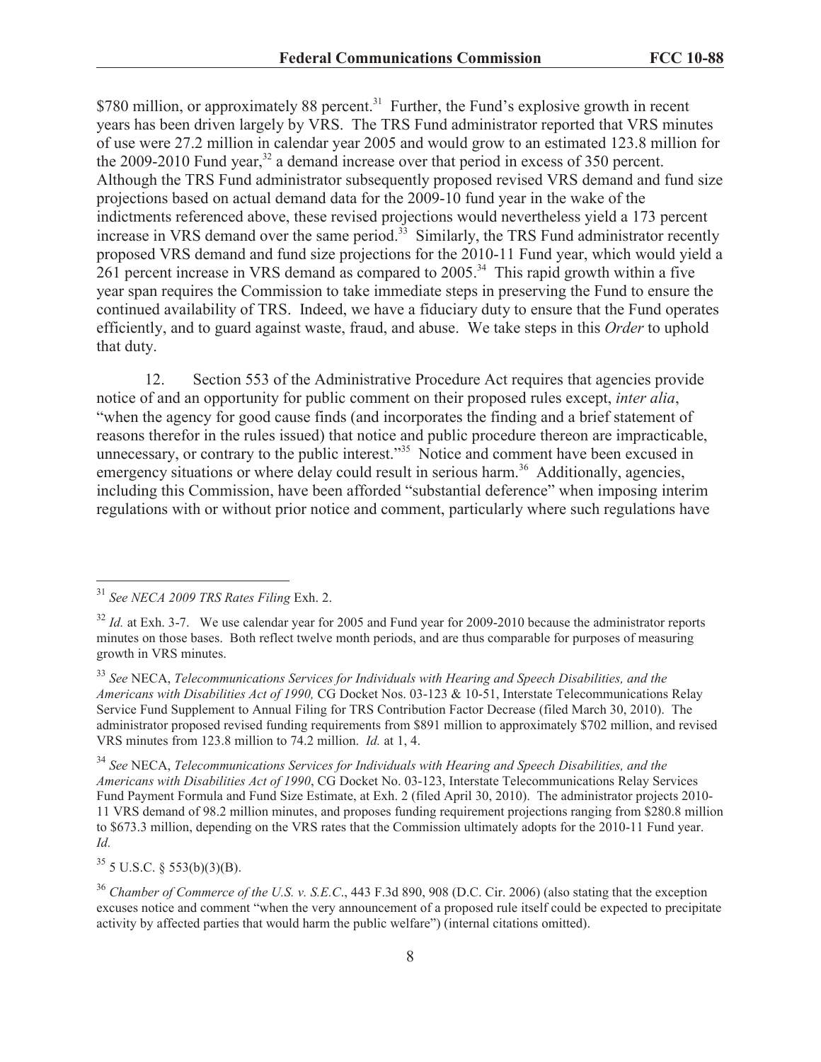$780 million, or approximately 88 percent.[31] Further, the Fund's explosive growth in recent years has been driven largely by VRS. The TRS Fund administrator reported that VRS minutes of use were 27.2 million in calendar year 2005 and would grow to an estimated 123.8 million for the 2009-2010 Fund year,[32] a demand increase over that period in excess of 350 percent. Although the TRS Fund administrator subsequently proposed revised VRS demand and fund size projections based on actual demand data for the 2009-10 fund year in the wake of the indictments referenced above, these revised projections would nevertheless yield a 173 percent increase in VRS demand over the same period.[33] Similarly, the TRS Fund administrator recently proposed VRS demand and fund size projections for the 2010-11 Fund year, which would yield a 261 percent increase in VRS demand as compared to 2005.[34] This rapid growth within a five year span requires the Commission to take immediate steps in preserving the Fund to ensure the continued availability of TRS. Indeed, we have a fiduciary duty to ensure that the Fund operates efficiently, and to guard against waste, fraud, and abuse. We take steps in this *Order* to uphold that duty.

12. Section 553 of the Administrative Procedure Act requires that agencies provide notice of and an opportunity for public comment on their proposed rules except, *inter alia*, "when the agency for good cause finds (and incorporates the finding and a brief statement of reasons therefor in the rules issued) that notice and public procedure thereon are impracticable, unnecessary, or contrary to the public interest."[35] Notice and comment have been excused in emergency situations or where delay could result in serious harm.[36] Additionally, agencies, including this Commission, have been afforded "substantial deference" when imposing interim regulations with or without prior notice and comment, particularly where such regulations have

---

[31] *See NECA 2009 TRS Rates Filing* Exh. 2.

[32] *Id.* at Exh. 3-7. We use calendar year for 2005 and Fund year for 2009-2010 because the administrator reports minutes on those bases. Both reflect twelve month periods, and are thus comparable for purposes of measuring growth in VRS minutes.

[33] *See* NECA, *Telecommunications Services for Individuals with Hearing and Speech Disabilities, and the Americans with Disabilities Act of 1990,* CG Docket Nos. 03-123 & 10-51, Interstate Telecommunications Relay Service Fund Supplement to Annual Filing for TRS Contribution Factor Decrease (filed March 30, 2010). The administrator proposed revised funding requirements from $891 million to approximately $702 million, and revised VRS minutes from 123.8 million to 74.2 million. *Id.* at 1, 4.

[34] *See* NECA, *Telecommunications Services for Individuals with Hearing and Speech Disabilities, and the Americans with Disabilities Act of 1990*, CG Docket No. 03-123, Interstate Telecommunications Relay Services Fund Payment Formula and Fund Size Estimate, at Exh. 2 (filed April 30, 2010). The administrator projects 2010-11 VRS demand of 98.2 million minutes, and proposes funding requirement projections ranging from $280.8 million to $673.3 million, depending on the VRS rates that the Commission ultimately adopts for the 2010-11 Fund year. *Id.*

[35] 5 U.S.C. § 553(b)(3)(B).

[36] *Chamber of Commerce of the U.S. v. S.E.C.*, 443 F.3d 890, 908 (D.C. Cir. 2006) (also stating that the exception excuses notice and comment "when the very announcement of a proposed rule itself could be expected to precipitate activity by affected parties that would harm the public welfare") (internal citations omitted).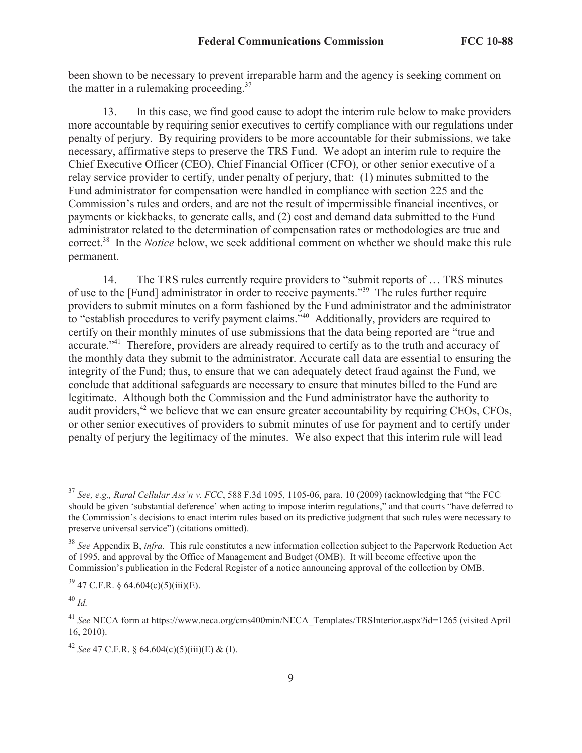been shown to be necessary to prevent irreparable harm and the agency is seeking comment on the matter in a rulemaking proceeding.[37]

13. In this case, we find good cause to adopt the interim rule below to make providers more accountable by requiring senior executives to certify compliance with our regulations under penalty of perjury. By requiring providers to be more accountable for their submissions, we take necessary, affirmative steps to preserve the TRS Fund. We adopt an interim rule to require the Chief Executive Officer (CEO), Chief Financial Officer (CFO), or other senior executive of a relay service provider to certify, under penalty of perjury, that: (1) minutes submitted to the Fund administrator for compensation were handled in compliance with section 225 and the Commission's rules and orders, and are not the result of impermissible financial incentives, or payments or kickbacks, to generate calls, and (2) cost and demand data submitted to the Fund administrator related to the determination of compensation rates or methodologies are true and correct.[38] In the *Notice* below, we seek additional comment on whether we should make this rule permanent.

14. The TRS rules currently require providers to "submit reports of … TRS minutes of use to the [Fund] administrator in order to receive payments."[39] The rules further require providers to submit minutes on a form fashioned by the Fund administrator and the administrator to "establish procedures to verify payment claims."[40] Additionally, providers are required to certify on their monthly minutes of use submissions that the data being reported are "true and accurate."[41] Therefore, providers are already required to certify as to the truth and accuracy of the monthly data they submit to the administrator. Accurate call data are essential to ensuring the integrity of the Fund; thus, to ensure that we can adequately detect fraud against the Fund, we conclude that additional safeguards are necessary to ensure that minutes billed to the Fund are legitimate. Although both the Commission and the Fund administrator have the authority to audit providers,[42] we believe that we can ensure greater accountability by requiring CEOs, CFOs, or other senior executives of providers to submit minutes of use for payment and to certify under penalty of perjury the legitimacy of the minutes. We also expect that this interim rule will lead

---

[37] *See, e.g., Rural Cellular Ass'n v. FCC*, 588 F.3d 1095, 1105-06, para. 10 (2009) (acknowledging that "the FCC should be given 'substantial deference' when acting to impose interim regulations," and that courts "have deferred to the Commission's decisions to enact interim rules based on its predictive judgment that such rules were necessary to preserve universal service") (citations omitted).

[38] *See* Appendix B, *infra.* This rule constitutes a new information collection subject to the Paperwork Reduction Act of 1995, and approval by the Office of Management and Budget (OMB). It will become effective upon the Commission's publication in the Federal Register of a notice announcing approval of the collection by OMB.

[39] 47 C.F.R. § 64.604(c)(5)(iii)(E).

[40] *Id.*

[41] *See* NECA form at https://www.neca.org/cms400min/NECA_Templates/TRSInterior.aspx?id=1265 (visited April 16, 2010).

[42] *See* 47 C.F.R. § 64.604(c)(5)(iii)(E) & (I).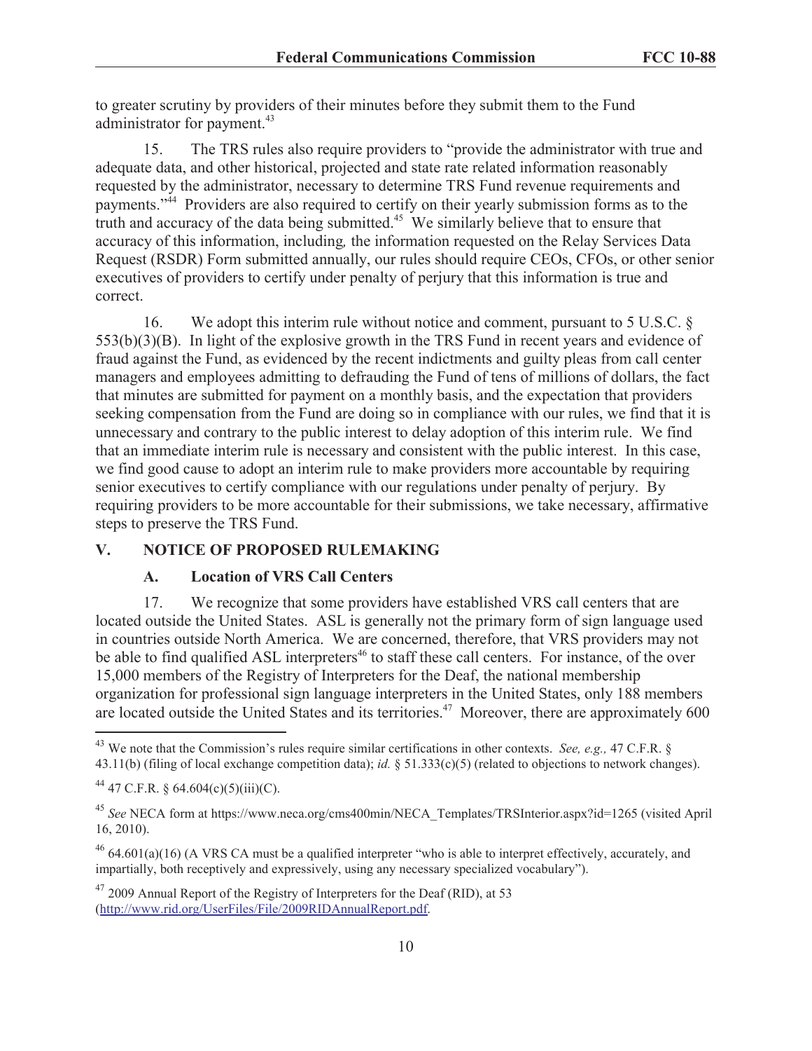to greater scrutiny by providers of their minutes before they submit them to the Fund administrator for payment.[43]

15. The TRS rules also require providers to "provide the administrator with true and adequate data, and other historical, projected and state rate related information reasonably requested by the administrator, necessary to determine TRS Fund revenue requirements and payments."[44] Providers are also required to certify on their yearly submission forms as to the truth and accuracy of the data being submitted.[45] We similarly believe that to ensure that accuracy of this information, including*,* the information requested on the Relay Services Data Request (RSDR) Form submitted annually, our rules should require CEOs, CFOs, or other senior executives of providers to certify under penalty of perjury that this information is true and correct.

16. We adopt this interim rule without notice and comment, pursuant to 5 U.S.C. § 553(b)(3)(B). In light of the explosive growth in the TRS Fund in recent years and evidence of fraud against the Fund, as evidenced by the recent indictments and guilty pleas from call center managers and employees admitting to defrauding the Fund of tens of millions of dollars, the fact that minutes are submitted for payment on a monthly basis, and the expectation that providers seeking compensation from the Fund are doing so in compliance with our rules, we find that it is unnecessary and contrary to the public interest to delay adoption of this interim rule. We find that an immediate interim rule is necessary and consistent with the public interest. In this case, we find good cause to adopt an interim rule to make providers more accountable by requiring senior executives to certify compliance with our regulations under penalty of perjury. By requiring providers to be more accountable for their submissions, we take necessary, affirmative steps to preserve the TRS Fund.

## V. NOTICE OF PROPOSED RULEMAKING

### A. Location of VRS Call Centers

17. We recognize that some providers have established VRS call centers that are located outside the United States. ASL is generally not the primary form of sign language used in countries outside North America. We are concerned, therefore, that VRS providers may not be able to find qualified ASL interpreters[46] to staff these call centers. For instance, of the over 15,000 members of the Registry of Interpreters for the Deaf, the national membership organization for professional sign language interpreters in the United States, only 188 members are located outside the United States and its territories.[47] Moreover, there are approximately 600

---

[43] We note that the Commission's rules require similar certifications in other contexts. *See, e.g.,* 47 C.F.R. § 43.11(b) (filing of local exchange competition data); *id.* § 51.333(c)(5) (related to objections to network changes).

[44] 47 C.F.R. § 64.604(c)(5)(iii)(C).

[45] *See* NECA form at https://www.neca.org/cms400min/NECA_Templates/TRSInterior.aspx?id=1265 (visited April 16, 2010).

[46] 64.601(a)(16) (A VRS CA must be a qualified interpreter "who is able to interpret effectively, accurately, and impartially, both receptively and expressively, using any necessary specialized vocabulary").

[47] 2009 Annual Report of the Registry of Interpreters for the Deaf (RID), at 53 (http://www.rid.org/UserFiles/File/2009RIDAnnualReport.pdf.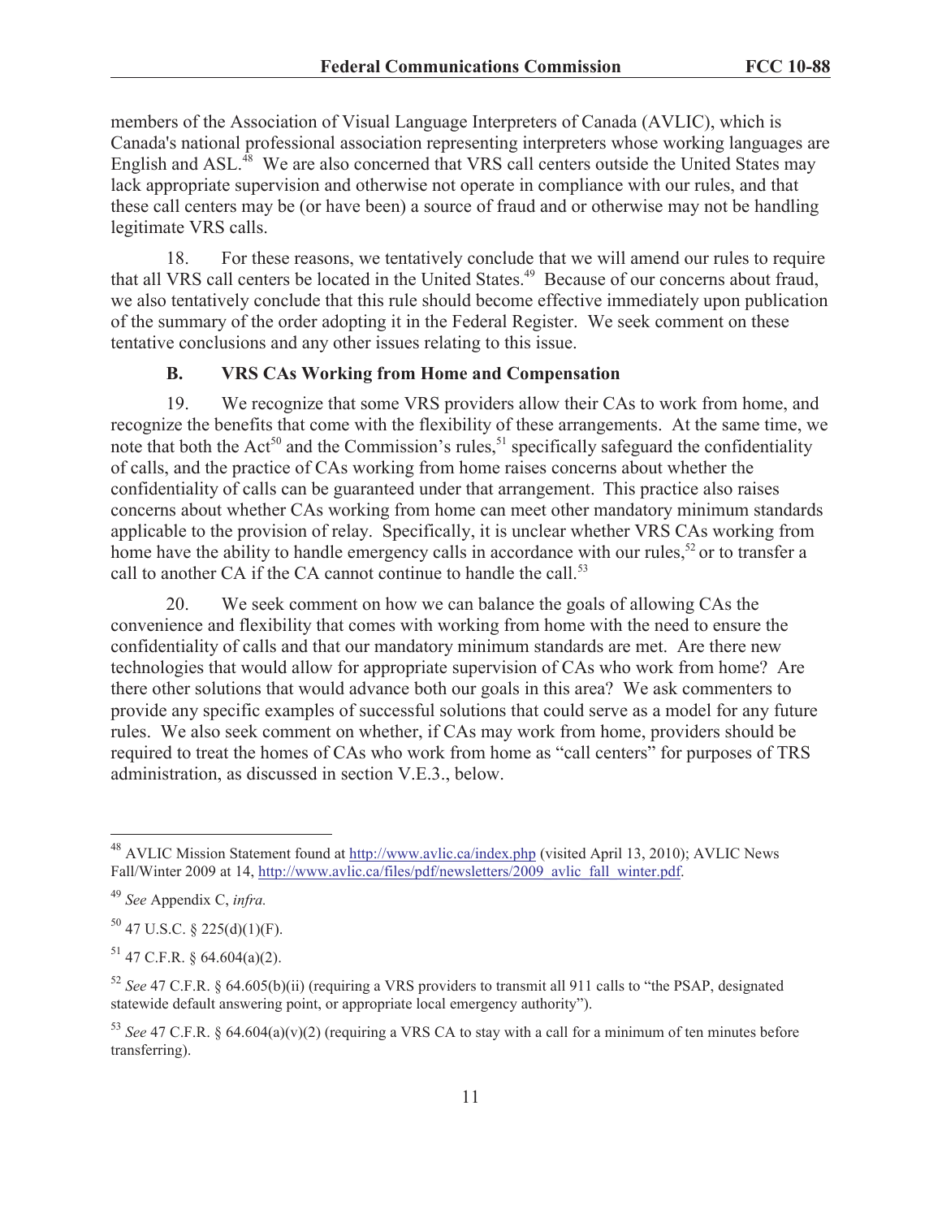members of the Association of Visual Language Interpreters of Canada (AVLIC), which is Canada's national professional association representing interpreters whose working languages are English and ASL.[48] We are also concerned that VRS call centers outside the United States may lack appropriate supervision and otherwise not operate in compliance with our rules, and that these call centers may be (or have been) a source of fraud and or otherwise may not be handling legitimate VRS calls.

18. For these reasons, we tentatively conclude that we will amend our rules to require that all VRS call centers be located in the United States.[49] Because of our concerns about fraud, we also tentatively conclude that this rule should become effective immediately upon publication of the summary of the order adopting it in the Federal Register. We seek comment on these tentative conclusions and any other issues relating to this issue.

### B. VRS CAs Working from Home and Compensation

19. We recognize that some VRS providers allow their CAs to work from home, and recognize the benefits that come with the flexibility of these arrangements. At the same time, we note that both the Act[50] and the Commission's rules,[51] specifically safeguard the confidentiality of calls, and the practice of CAs working from home raises concerns about whether the confidentiality of calls can be guaranteed under that arrangement. This practice also raises concerns about whether CAs working from home can meet other mandatory minimum standards applicable to the provision of relay. Specifically, it is unclear whether VRS CAs working from home have the ability to handle emergency calls in accordance with our rules,[52] or to transfer a call to another CA if the CA cannot continue to handle the call.[53]

20. We seek comment on how we can balance the goals of allowing CAs the convenience and flexibility that comes with working from home with the need to ensure the confidentiality of calls and that our mandatory minimum standards are met. Are there new technologies that would allow for appropriate supervision of CAs who work from home? Are there other solutions that would advance both our goals in this area? We ask commenters to provide any specific examples of successful solutions that could serve as a model for any future rules. We also seek comment on whether, if CAs may work from home, providers should be required to treat the homes of CAs who work from home as "call centers" for purposes of TRS administration, as discussed in section V.E.3., below.

---

[48] AVLIC Mission Statement found at http://www.avlic.ca/index.php (visited April 13, 2010); AVLIC News Fall/Winter 2009 at 14, http://www.avlic.ca/files/pdf/newsletters/2009_avlic_fall_winter.pdf.

[49] *See* Appendix C, *infra.*

[50] 47 U.S.C. § 225(d)(1)(F).

[51] 47 C.F.R. § 64.604(a)(2).

[52] *See* 47 C.F.R. § 64.605(b)(ii) (requiring a VRS providers to transmit all 911 calls to "the PSAP, designated statewide default answering point, or appropriate local emergency authority").

[53] *See* 47 C.F.R. § 64.604(a)(v)(2) (requiring a VRS CA to stay with a call for a minimum of ten minutes before transferring).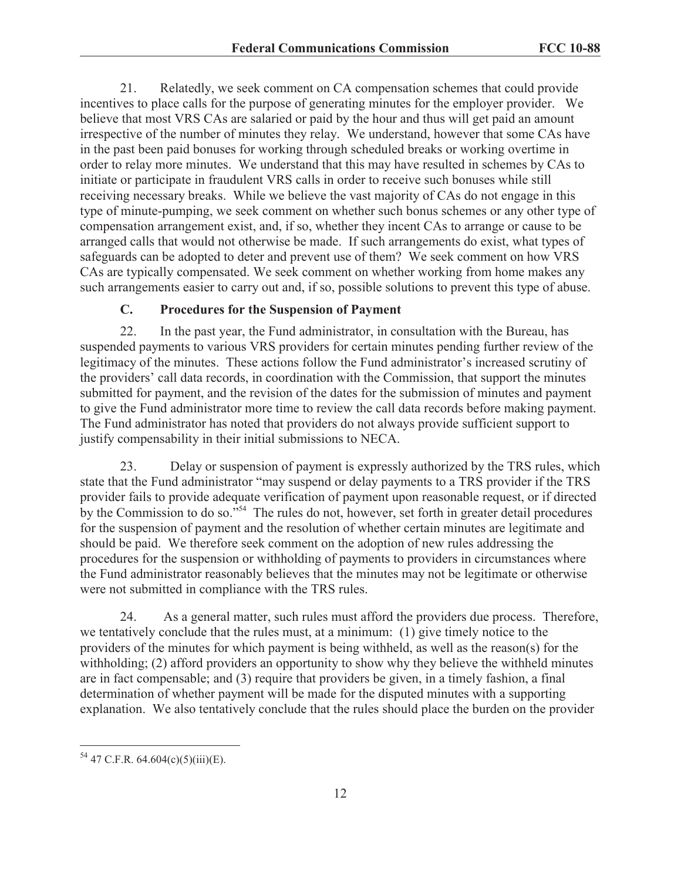21. Relatedly, we seek comment on CA compensation schemes that could provide incentives to place calls for the purpose of generating minutes for the employer provider. We believe that most VRS CAs are salaried or paid by the hour and thus will get paid an amount irrespective of the number of minutes they relay. We understand, however that some CAs have in the past been paid bonuses for working through scheduled breaks or working overtime in order to relay more minutes. We understand that this may have resulted in schemes by CAs to initiate or participate in fraudulent VRS calls in order to receive such bonuses while still receiving necessary breaks. While we believe the vast majority of CAs do not engage in this type of minute-pumping, we seek comment on whether such bonus schemes or any other type of compensation arrangement exist, and, if so, whether they incent CAs to arrange or cause to be arranged calls that would not otherwise be made. If such arrangements do exist, what types of safeguards can be adopted to deter and prevent use of them? We seek comment on how VRS CAs are typically compensated. We seek comment on whether working from home makes any such arrangements easier to carry out and, if so, possible solutions to prevent this type of abuse.

### C. Procedures for the Suspension of Payment

22. In the past year, the Fund administrator, in consultation with the Bureau, has suspended payments to various VRS providers for certain minutes pending further review of the legitimacy of the minutes. These actions follow the Fund administrator's increased scrutiny of the providers' call data records, in coordination with the Commission, that support the minutes submitted for payment, and the revision of the dates for the submission of minutes and payment to give the Fund administrator more time to review the call data records before making payment. The Fund administrator has noted that providers do not always provide sufficient support to justify compensability in their initial submissions to NECA.

23. Delay or suspension of payment is expressly authorized by the TRS rules, which state that the Fund administrator "may suspend or delay payments to a TRS provider if the TRS provider fails to provide adequate verification of payment upon reasonable request, or if directed by the Commission to do so."[54] The rules do not, however, set forth in greater detail procedures for the suspension of payment and the resolution of whether certain minutes are legitimate and should be paid. We therefore seek comment on the adoption of new rules addressing the procedures for the suspension or withholding of payments to providers in circumstances where the Fund administrator reasonably believes that the minutes may not be legitimate or otherwise were not submitted in compliance with the TRS rules.

24. As a general matter, such rules must afford the providers due process. Therefore, we tentatively conclude that the rules must, at a minimum: (1) give timely notice to the providers of the minutes for which payment is being withheld, as well as the reason(s) for the withholding; (2) afford providers an opportunity to show why they believe the withheld minutes are in fact compensable; and (3) require that providers be given, in a timely fashion, a final determination of whether payment will be made for the disputed minutes with a supporting explanation. We also tentatively conclude that the rules should place the burden on the provider

---

[54] 47 C.F.R. 64.604(c)(5)(iii)(E).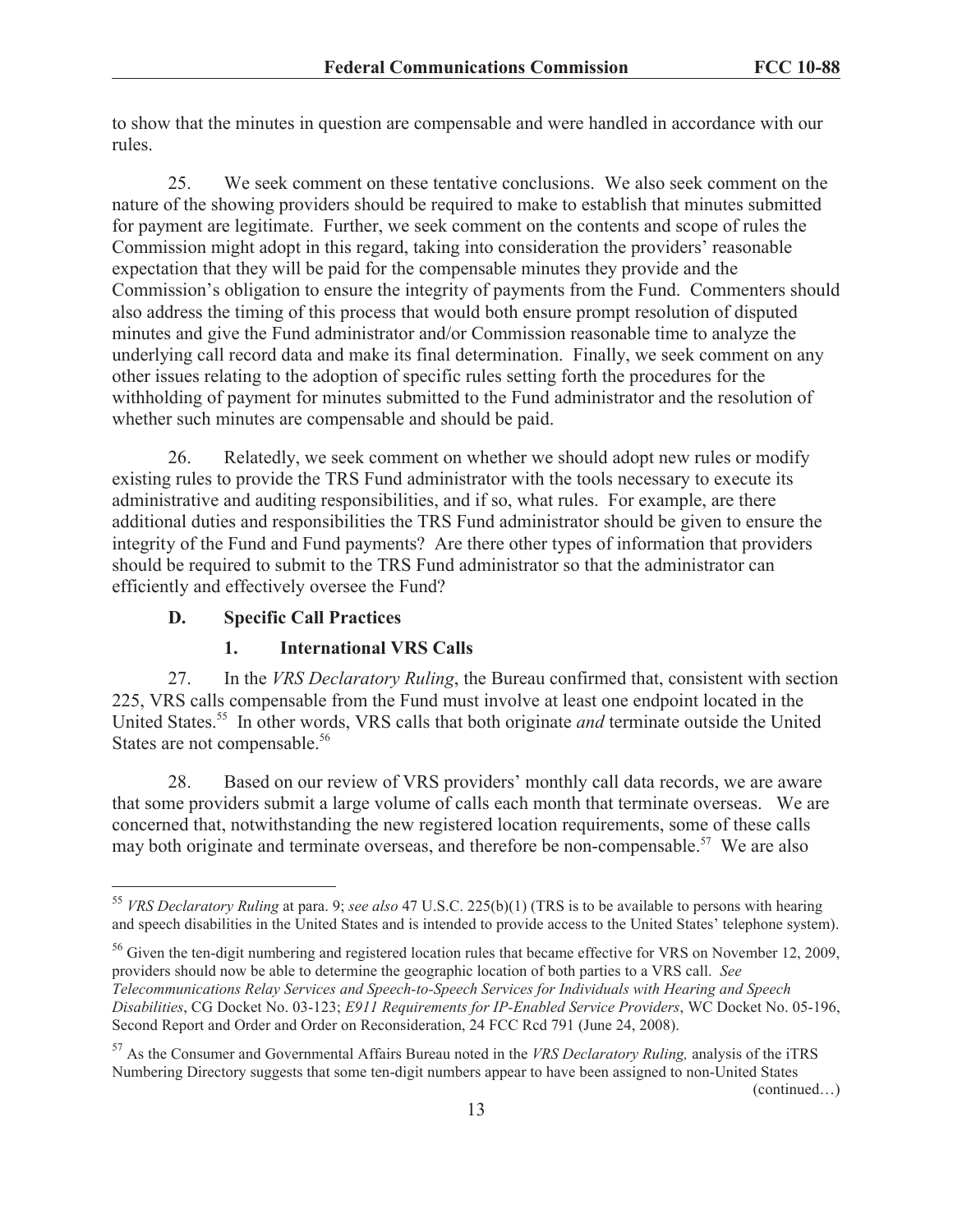to show that the minutes in question are compensable and were handled in accordance with our rules.

25. We seek comment on these tentative conclusions. We also seek comment on the nature of the showing providers should be required to make to establish that minutes submitted for payment are legitimate. Further, we seek comment on the contents and scope of rules the Commission might adopt in this regard, taking into consideration the providers' reasonable expectation that they will be paid for the compensable minutes they provide and the Commission's obligation to ensure the integrity of payments from the Fund. Commenters should also address the timing of this process that would both ensure prompt resolution of disputed minutes and give the Fund administrator and/or Commission reasonable time to analyze the underlying call record data and make its final determination. Finally, we seek comment on any other issues relating to the adoption of specific rules setting forth the procedures for the withholding of payment for minutes submitted to the Fund administrator and the resolution of whether such minutes are compensable and should be paid.

26. Relatedly, we seek comment on whether we should adopt new rules or modify existing rules to provide the TRS Fund administrator with the tools necessary to execute its administrative and auditing responsibilities, and if so, what rules. For example, are there additional duties and responsibilities the TRS Fund administrator should be given to ensure the integrity of the Fund and Fund payments? Are there other types of information that providers should be required to submit to the TRS Fund administrator so that the administrator can efficiently and effectively oversee the Fund?

### D. Specific Call Practices

#### 1. International VRS Calls

27. In the *VRS Declaratory Ruling*, the Bureau confirmed that, consistent with section 225, VRS calls compensable from the Fund must involve at least one endpoint located in the United States.[55] In other words, VRS calls that both originate *and* terminate outside the United States are not compensable.[56]

28. Based on our review of VRS providers' monthly call data records, we are aware that some providers submit a large volume of calls each month that terminate overseas. We are concerned that, notwithstanding the new registered location requirements, some of these calls may both originate and terminate overseas, and therefore be non-compensable.[57] We are also

---

[55] *VRS Declaratory Ruling* at para. 9; *see also* 47 U.S.C. 225(b)(1) (TRS is to be available to persons with hearing and speech disabilities in the United States and is intended to provide access to the United States' telephone system).

[56] Given the ten-digit numbering and registered location rules that became effective for VRS on November 12, 2009, providers should now be able to determine the geographic location of both parties to a VRS call. *See Telecommunications Relay Services and Speech-to-Speech Services for Individuals with Hearing and Speech Disabilities*, CG Docket No. 03-123; *E911 Requirements for IP-Enabled Service Providers*, WC Docket No. 05-196, Second Report and Order and Order on Reconsideration, 24 FCC Rcd 791 (June 24, 2008).

[57] As the Consumer and Governmental Affairs Bureau noted in the *VRS Declaratory Ruling,* analysis of the iTRS Numbering Directory suggests that some ten-digit numbers appear to have been assigned to non-United States (continued…)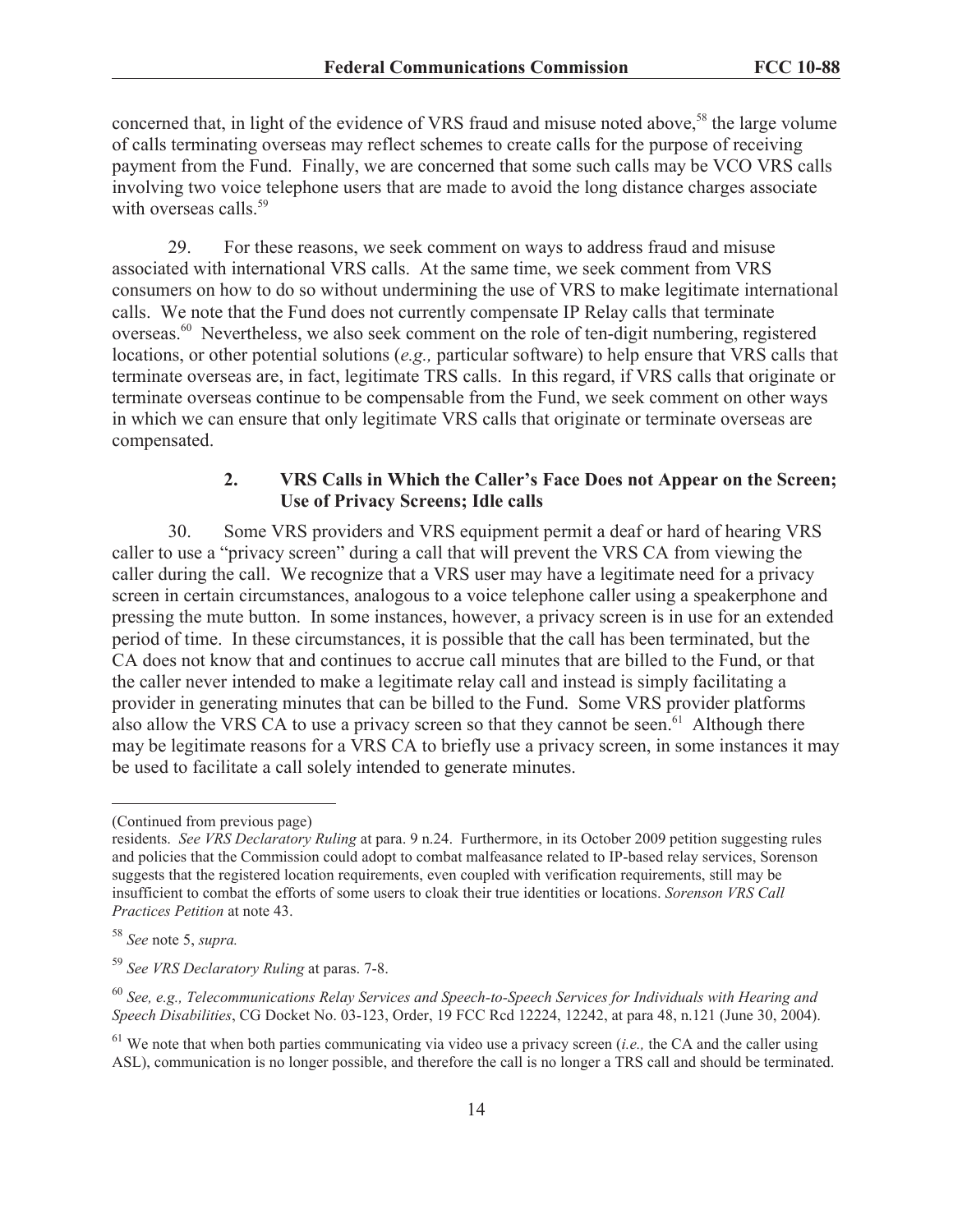concerned that, in light of the evidence of VRS fraud and misuse noted above,[58] the large volume of calls terminating overseas may reflect schemes to create calls for the purpose of receiving payment from the Fund. Finally, we are concerned that some such calls may be VCO VRS calls involving two voice telephone users that are made to avoid the long distance charges associate with overseas calls.[59]

29. For these reasons, we seek comment on ways to address fraud and misuse associated with international VRS calls. At the same time, we seek comment from VRS consumers on how to do so without undermining the use of VRS to make legitimate international calls. We note that the Fund does not currently compensate IP Relay calls that terminate overseas.[60] Nevertheless, we also seek comment on the role of ten-digit numbering, registered locations, or other potential solutions (*e.g.,* particular software) to help ensure that VRS calls that terminate overseas are, in fact, legitimate TRS calls. In this regard, if VRS calls that originate or terminate overseas continue to be compensable from the Fund, we seek comment on other ways in which we can ensure that only legitimate VRS calls that originate or terminate overseas are compensated.

### 2. VRS Calls in Which the Caller's Face Does not Appear on the Screen; Use of Privacy Screens; Idle calls

30. Some VRS providers and VRS equipment permit a deaf or hard of hearing VRS caller to use a "privacy screen" during a call that will prevent the VRS CA from viewing the caller during the call. We recognize that a VRS user may have a legitimate need for a privacy screen in certain circumstances, analogous to a voice telephone caller using a speakerphone and pressing the mute button. In some instances, however, a privacy screen is in use for an extended period of time. In these circumstances, it is possible that the call has been terminated, but the CA does not know that and continues to accrue call minutes that are billed to the Fund, or that the caller never intended to make a legitimate relay call and instead is simply facilitating a provider in generating minutes that can be billed to the Fund. Some VRS provider platforms also allow the VRS CA to use a privacy screen so that they cannot be seen.[61] Although there may be legitimate reasons for a VRS CA to briefly use a privacy screen, in some instances it may be used to facilitate a call solely intended to generate minutes.

---

(Continued from previous page)

residents. *See VRS Declaratory Ruling* at para. 9 n.24. Furthermore, in its October 2009 petition suggesting rules and policies that the Commission could adopt to combat malfeasance related to IP-based relay services, Sorenson suggests that the registered location requirements, even coupled with verification requirements, still may be insufficient to combat the efforts of some users to cloak their true identities or locations. *Sorenson VRS Call Practices Petition* at note 43.

[58] *See* note 5, *supra.*

[59] *See VRS Declaratory Ruling* at paras. 7-8.

[60] *See, e.g., Telecommunications Relay Services and Speech-to-Speech Services for Individuals with Hearing and Speech Disabilities*, CG Docket No. 03-123, Order, 19 FCC Rcd 12224, 12242, at para 48, n.121 (June 30, 2004).

[61] We note that when both parties communicating via video use a privacy screen (*i.e.,* the CA and the caller using ASL), communication is no longer possible, and therefore the call is no longer a TRS call and should be terminated.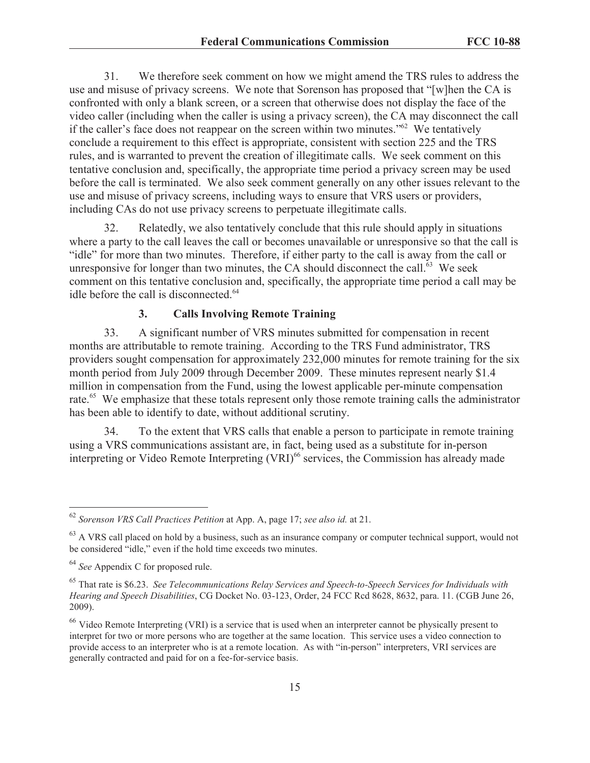31. We therefore seek comment on how we might amend the TRS rules to address the use and misuse of privacy screens. We note that Sorenson has proposed that "[w]hen the CA is confronted with only a blank screen, or a screen that otherwise does not display the face of the video caller (including when the caller is using a privacy screen), the CA may disconnect the call if the caller's face does not reappear on the screen within two minutes."[62] We tentatively conclude a requirement to this effect is appropriate, consistent with section 225 and the TRS rules, and is warranted to prevent the creation of illegitimate calls. We seek comment on this tentative conclusion and, specifically, the appropriate time period a privacy screen may be used before the call is terminated. We also seek comment generally on any other issues relevant to the use and misuse of privacy screens, including ways to ensure that VRS users or providers, including CAs do not use privacy screens to perpetuate illegitimate calls.

32. Relatedly, we also tentatively conclude that this rule should apply in situations where a party to the call leaves the call or becomes unavailable or unresponsive so that the call is "idle" for more than two minutes. Therefore, if either party to the call is away from the call or unresponsive for longer than two minutes, the CA should disconnect the call.[63] We seek comment on this tentative conclusion and, specifically, the appropriate time period a call may be idle before the call is disconnected.[64]

### 3. Calls Involving Remote Training

33. A significant number of VRS minutes submitted for compensation in recent months are attributable to remote training. According to the TRS Fund administrator, TRS providers sought compensation for approximately 232,000 minutes for remote training for the six month period from July 2009 through December 2009. These minutes represent nearly $1.4 million in compensation from the Fund, using the lowest applicable per-minute compensation rate.[65] We emphasize that these totals represent only those remote training calls the administrator has been able to identify to date, without additional scrutiny.

34. To the extent that VRS calls that enable a person to participate in remote training using a VRS communications assistant are, in fact, being used as a substitute for in-person interpreting or Video Remote Interpreting (VRI)[66] services, the Commission has already made

---

[62] *Sorenson VRS Call Practices Petition* at App. A, page 17; *see also id.* at 21.

[63] A VRS call placed on hold by a business, such as an insurance company or computer technical support, would not be considered "idle," even if the hold time exceeds two minutes.

[64] *See* Appendix C for proposed rule.

[65] That rate is $6.23. *See Telecommunications Relay Services and Speech-to-Speech Services for Individuals with Hearing and Speech Disabilities*, CG Docket No. 03-123, Order, 24 FCC Rcd 8628, 8632, para. 11. (CGB June 26, 2009).

[66] Video Remote Interpreting (VRI) is a service that is used when an interpreter cannot be physically present to interpret for two or more persons who are together at the same location. This service uses a video connection to provide access to an interpreter who is at a remote location. As with "in-person" interpreters, VRI services are generally contracted and paid for on a fee-for-service basis.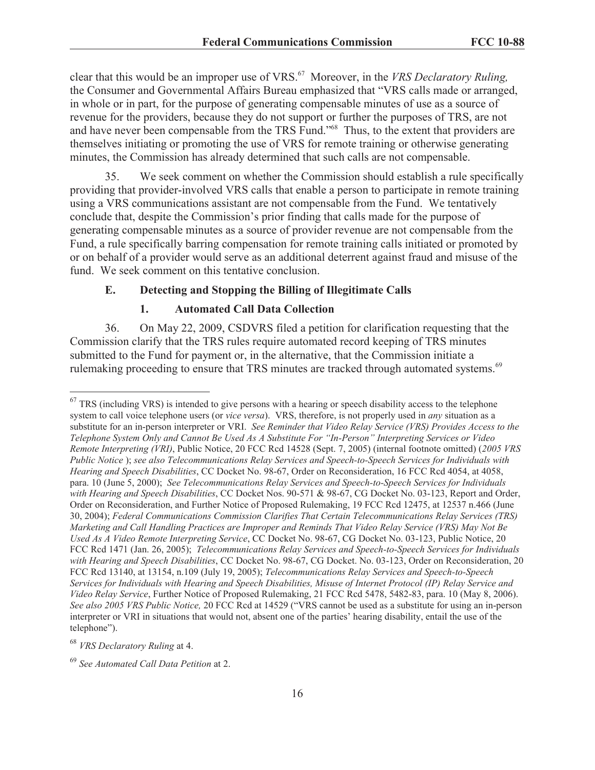clear that this would be an improper use of VRS.[67] Moreover, in the *VRS Declaratory Ruling,* the Consumer and Governmental Affairs Bureau emphasized that "VRS calls made or arranged, in whole or in part, for the purpose of generating compensable minutes of use as a source of revenue for the providers, because they do not support or further the purposes of TRS, are not and have never been compensable from the TRS Fund."[68] Thus, to the extent that providers are themselves initiating or promoting the use of VRS for remote training or otherwise generating minutes, the Commission has already determined that such calls are not compensable.

35. We seek comment on whether the Commission should establish a rule specifically providing that provider-involved VRS calls that enable a person to participate in remote training using a VRS communications assistant are not compensable from the Fund. We tentatively conclude that, despite the Commission's prior finding that calls made for the purpose of generating compensable minutes as a source of provider revenue are not compensable from the Fund, a rule specifically barring compensation for remote training calls initiated or promoted by or on behalf of a provider would serve as an additional deterrent against fraud and misuse of the fund. We seek comment on this tentative conclusion.

### E. Detecting and Stopping the Billing of Illegitimate Calls

#### 1. Automated Call Data Collection

36. On May 22, 2009, CSDVRS filed a petition for clarification requesting that the Commission clarify that the TRS rules require automated record keeping of TRS minutes submitted to the Fund for payment or, in the alternative, that the Commission initiate a rulemaking proceeding to ensure that TRS minutes are tracked through automated systems.[69]

---

[67] TRS (including VRS) is intended to give persons with a hearing or speech disability access to the telephone system to call voice telephone users (or *vice versa*). VRS, therefore, is not properly used in *any* situation as a substitute for an in-person interpreter or VRI. *See Reminder that Video Relay Service (VRS) Provides Access to the Telephone System Only and Cannot Be Used As A Substitute For "In-Person" Interpreting Services or Video Remote Interpreting (VRI)*, Public Notice, 20 FCC Rcd 14528 (Sept. 7, 2005) (internal footnote omitted) (*2005 VRS Public Notice* ); *see also Telecommunications Relay Services and Speech-to-Speech Services for Individuals with Hearing and Speech Disabilities*, CC Docket No. 98-67, Order on Reconsideration, 16 FCC Rcd 4054, at 4058, para. 10 (June 5, 2000); *See Telecommunications Relay Services and Speech-to-Speech Services for Individuals with Hearing and Speech Disabilities*, CC Docket Nos. 90-571 & 98-67, CG Docket No. 03-123, Report and Order, Order on Reconsideration, and Further Notice of Proposed Rulemaking, 19 FCC Rcd 12475, at 12537 n.466 (June 30, 2004); *Federal Communications Commission Clarifies That Certain Telecommunications Relay Services (TRS) Marketing and Call Handling Practices are Improper and Reminds That Video Relay Service (VRS) May Not Be Used As A Video Remote Interpreting Service*, CC Docket No. 98-67, CG Docket No. 03-123, Public Notice, 20 FCC Rcd 1471 (Jan. 26, 2005); *Telecommunications Relay Services and Speech-to-Speech Services for Individuals with Hearing and Speech Disabilities*, CC Docket No. 98-67, CG Docket. No. 03-123, Order on Reconsideration, 20 FCC Rcd 13140, at 13154, n.109 (July 19, 2005); *Telecommunications Relay Services and Speech-to-Speech Services for Individuals with Hearing and Speech Disabilities, Misuse of Internet Protocol (IP) Relay Service and Video Relay Service*, Further Notice of Proposed Rulemaking, 21 FCC Rcd 5478, 5482-83, para. 10 (May 8, 2006). *See also 2005 VRS Public Notice,* 20 FCC Rcd at 14529 ("VRS cannot be used as a substitute for using an in-person interpreter or VRI in situations that would not, absent one of the parties' hearing disability, entail the use of the telephone").

[68] *VRS Declaratory Ruling* at 4.

[69] *See Automated Call Data Petition* at 2.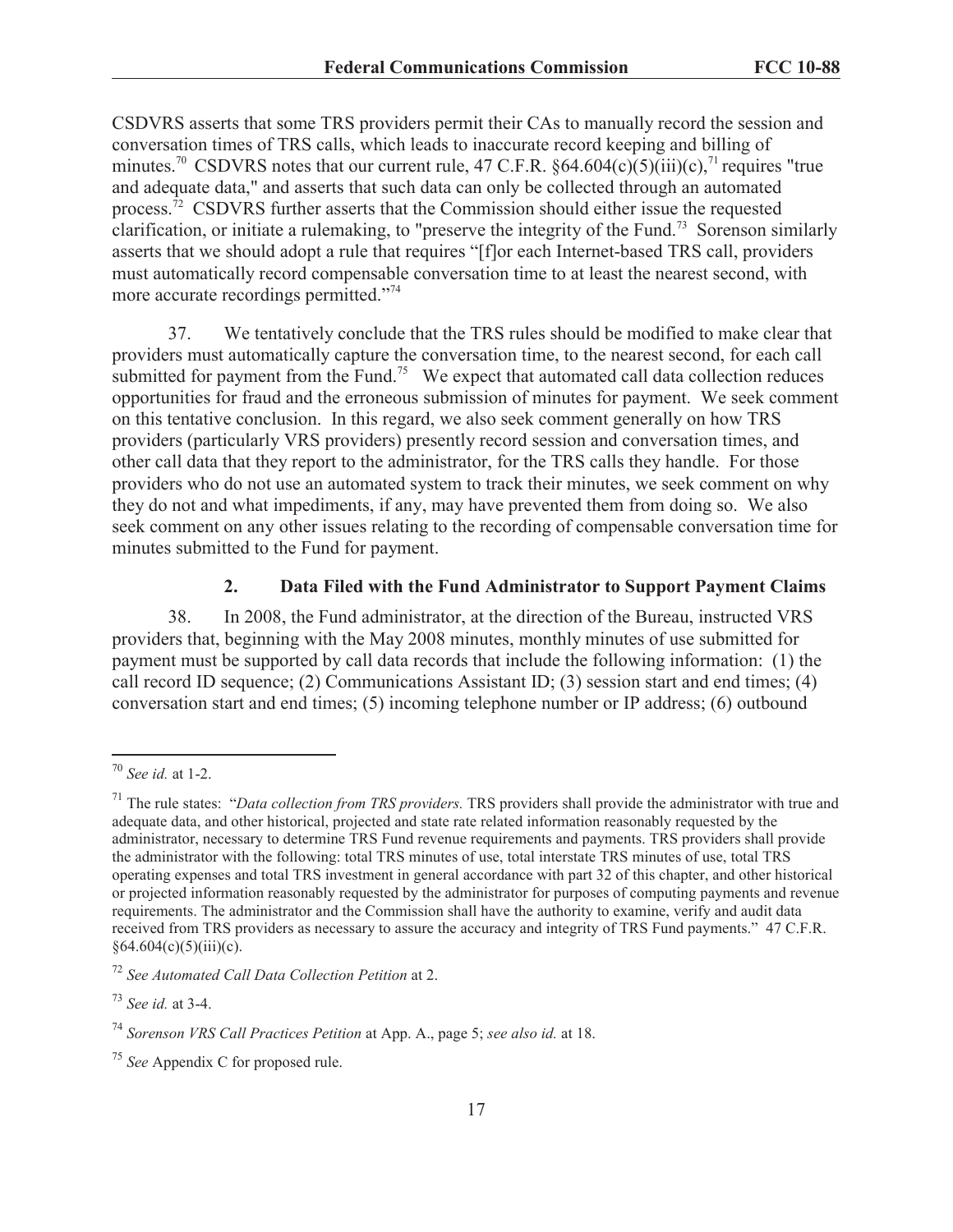CSDVRS asserts that some TRS providers permit their CAs to manually record the session and conversation times of TRS calls, which leads to inaccurate record keeping and billing of minutes.[70] CSDVRS notes that our current rule, 47 C.F.R. §64.604(c)(5)(iii)(c),[71] requires "true and adequate data," and asserts that such data can only be collected through an automated process.[72] CSDVRS further asserts that the Commission should either issue the requested clarification, or initiate a rulemaking, to "preserve the integrity of the Fund.[73] Sorenson similarly asserts that we should adopt a rule that requires "[f]or each Internet-based TRS call, providers must automatically record compensable conversation time to at least the nearest second, with more accurate recordings permitted."[74]

37. We tentatively conclude that the TRS rules should be modified to make clear that providers must automatically capture the conversation time, to the nearest second, for each call submitted for payment from the Fund.[75] We expect that automated call data collection reduces opportunities for fraud and the erroneous submission of minutes for payment. We seek comment on this tentative conclusion. In this regard, we also seek comment generally on how TRS providers (particularly VRS providers) presently record session and conversation times, and other call data that they report to the administrator, for the TRS calls they handle. For those providers who do not use an automated system to track their minutes, we seek comment on why they do not and what impediments, if any, may have prevented them from doing so. We also seek comment on any other issues relating to the recording of compensable conversation time for minutes submitted to the Fund for payment.

### 2. Data Filed with the Fund Administrator to Support Payment Claims

38. In 2008, the Fund administrator, at the direction of the Bureau, instructed VRS providers that, beginning with the May 2008 minutes, monthly minutes of use submitted for payment must be supported by call data records that include the following information: (1) the call record ID sequence; (2) Communications Assistant ID; (3) session start and end times; (4) conversation start and end times; (5) incoming telephone number or IP address; (6) outbound

---

[70] *See id.* at 1-2.

[71] The rule states: "*Data collection from TRS providers.* TRS providers shall provide the administrator with true and adequate data, and other historical, projected and state rate related information reasonably requested by the administrator, necessary to determine TRS Fund revenue requirements and payments. TRS providers shall provide the administrator with the following: total TRS minutes of use, total interstate TRS minutes of use, total TRS operating expenses and total TRS investment in general accordance with part 32 of this chapter, and other historical or projected information reasonably requested by the administrator for purposes of computing payments and revenue requirements. The administrator and the Commission shall have the authority to examine, verify and audit data received from TRS providers as necessary to assure the accuracy and integrity of TRS Fund payments." 47 C.F.R. §64.604(c)(5)(iii)(c).

[72] *See Automated Call Data Collection Petition* at 2.

[73] *See id.* at 3-4.

[74] *Sorenson VRS Call Practices Petition* at App. A., page 5; *see also id.* at 18.

[75] *See* Appendix C for proposed rule.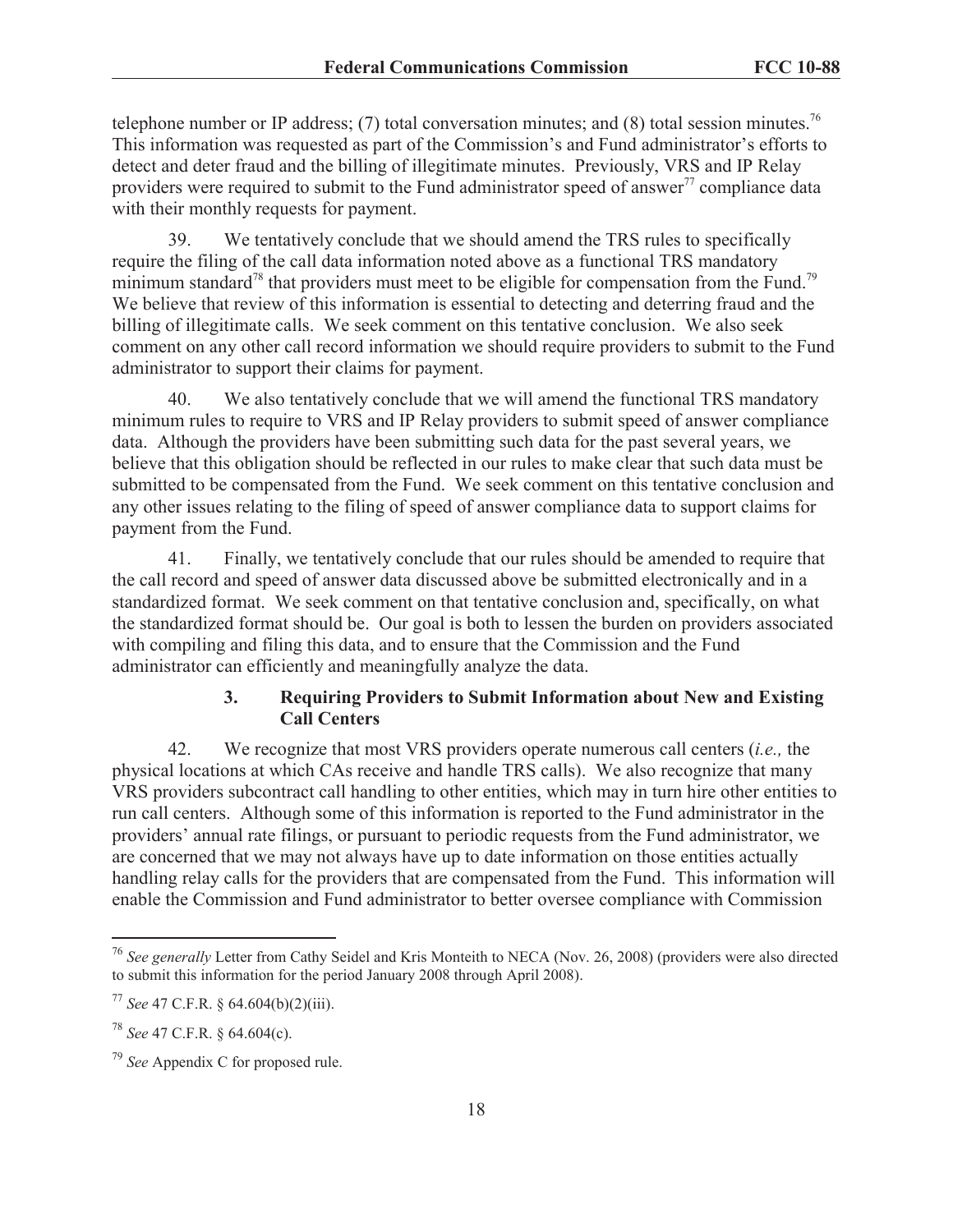telephone number or IP address; (7) total conversation minutes; and (8) total session minutes.[76] This information was requested as part of the Commission's and Fund administrator's efforts to detect and deter fraud and the billing of illegitimate minutes. Previously, VRS and IP Relay providers were required to submit to the Fund administrator speed of answer[77] compliance data with their monthly requests for payment.

39. We tentatively conclude that we should amend the TRS rules to specifically require the filing of the call data information noted above as a functional TRS mandatory minimum standard[78] that providers must meet to be eligible for compensation from the Fund.[79] We believe that review of this information is essential to detecting and deterring fraud and the billing of illegitimate calls. We seek comment on this tentative conclusion. We also seek comment on any other call record information we should require providers to submit to the Fund administrator to support their claims for payment.

40. We also tentatively conclude that we will amend the functional TRS mandatory minimum rules to require to VRS and IP Relay providers to submit speed of answer compliance data. Although the providers have been submitting such data for the past several years, we believe that this obligation should be reflected in our rules to make clear that such data must be submitted to be compensated from the Fund. We seek comment on this tentative conclusion and any other issues relating to the filing of speed of answer compliance data to support claims for payment from the Fund.

41. Finally, we tentatively conclude that our rules should be amended to require that the call record and speed of answer data discussed above be submitted electronically and in a standardized format. We seek comment on that tentative conclusion and, specifically, on what the standardized format should be. Our goal is both to lessen the burden on providers associated with compiling and filing this data, and to ensure that the Commission and the Fund administrator can efficiently and meaningfully analyze the data.

### 3. Requiring Providers to Submit Information about New and Existing Call Centers

42. We recognize that most VRS providers operate numerous call centers (*i.e.,* the physical locations at which CAs receive and handle TRS calls). We also recognize that many VRS providers subcontract call handling to other entities, which may in turn hire other entities to run call centers. Although some of this information is reported to the Fund administrator in the providers' annual rate filings, or pursuant to periodic requests from the Fund administrator, we are concerned that we may not always have up to date information on those entities actually handling relay calls for the providers that are compensated from the Fund. This information will enable the Commission and Fund administrator to better oversee compliance with Commission

---

[76] *See generally* Letter from Cathy Seidel and Kris Monteith to NECA (Nov. 26, 2008) (providers were also directed to submit this information for the period January 2008 through April 2008).

[77] *See* 47 C.F.R. § 64.604(b)(2)(iii).

[78] *See* 47 C.F.R. § 64.604(c).

[79] *See* Appendix C for proposed rule.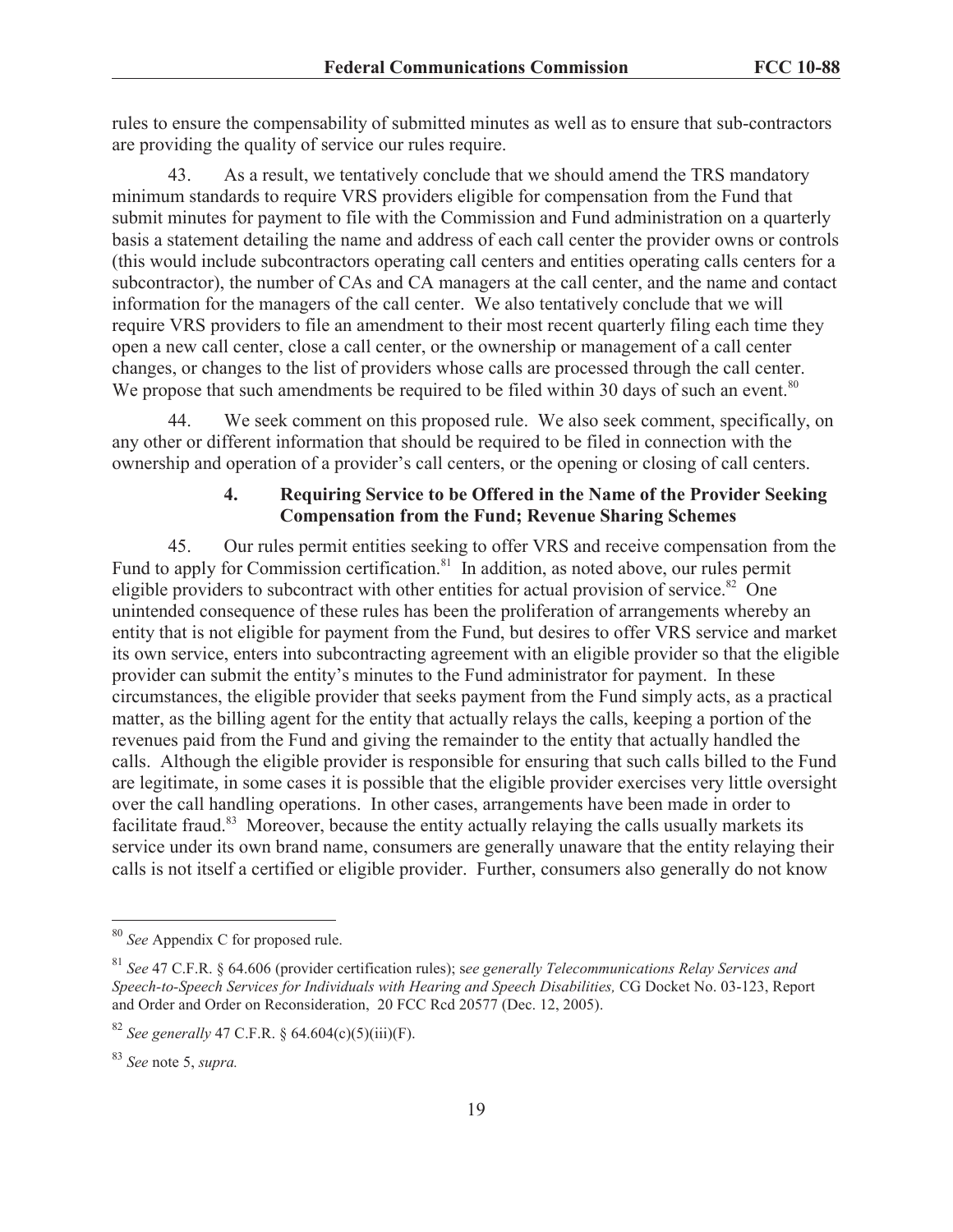rules to ensure the compensability of submitted minutes as well as to ensure that sub-contractors are providing the quality of service our rules require.

43. As a result, we tentatively conclude that we should amend the TRS mandatory minimum standards to require VRS providers eligible for compensation from the Fund that submit minutes for payment to file with the Commission and Fund administration on a quarterly basis a statement detailing the name and address of each call center the provider owns or controls (this would include subcontractors operating call centers and entities operating calls centers for a subcontractor), the number of CAs and CA managers at the call center, and the name and contact information for the managers of the call center. We also tentatively conclude that we will require VRS providers to file an amendment to their most recent quarterly filing each time they open a new call center, close a call center, or the ownership or management of a call center changes, or changes to the list of providers whose calls are processed through the call center. We propose that such amendments be required to be filed within 30 days of such an event.[80]

44. We seek comment on this proposed rule. We also seek comment, specifically, on any other or different information that should be required to be filed in connection with the ownership and operation of a provider's call centers, or the opening or closing of call centers.

#### 4. Requiring Service to be Offered in the Name of the Provider Seeking Compensation from the Fund; Revenue Sharing Schemes

45. Our rules permit entities seeking to offer VRS and receive compensation from the Fund to apply for Commission certification.[81] In addition, as noted above, our rules permit eligible providers to subcontract with other entities for actual provision of service.[82] One unintended consequence of these rules has been the proliferation of arrangements whereby an entity that is not eligible for payment from the Fund, but desires to offer VRS service and market its own service, enters into subcontracting agreement with an eligible provider so that the eligible provider can submit the entity's minutes to the Fund administrator for payment. In these circumstances, the eligible provider that seeks payment from the Fund simply acts, as a practical matter, as the billing agent for the entity that actually relays the calls, keeping a portion of the revenues paid from the Fund and giving the remainder to the entity that actually handled the calls. Although the eligible provider is responsible for ensuring that such calls billed to the Fund are legitimate, in some cases it is possible that the eligible provider exercises very little oversight over the call handling operations. In other cases, arrangements have been made in order to facilitate fraud.[83] Moreover, because the entity actually relaying the calls usually markets its service under its own brand name, consumers are generally unaware that the entity relaying their calls is not itself a certified or eligible provider. Further, consumers also generally do not know

---

[80] *See* Appendix C for proposed rule.

[81] *See* 47 C.F.R. § 64.606 (provider certification rules); s*ee generally Telecommunications Relay Services and Speech-to-Speech Services for Individuals with Hearing and Speech Disabilities,* CG Docket No. 03-123, Report and Order and Order on Reconsideration, 20 FCC Rcd 20577 (Dec. 12, 2005).

[82] *See generally* 47 C.F.R. § 64.604(c)(5)(iii)(F).

[83] *See* note 5, *supra.*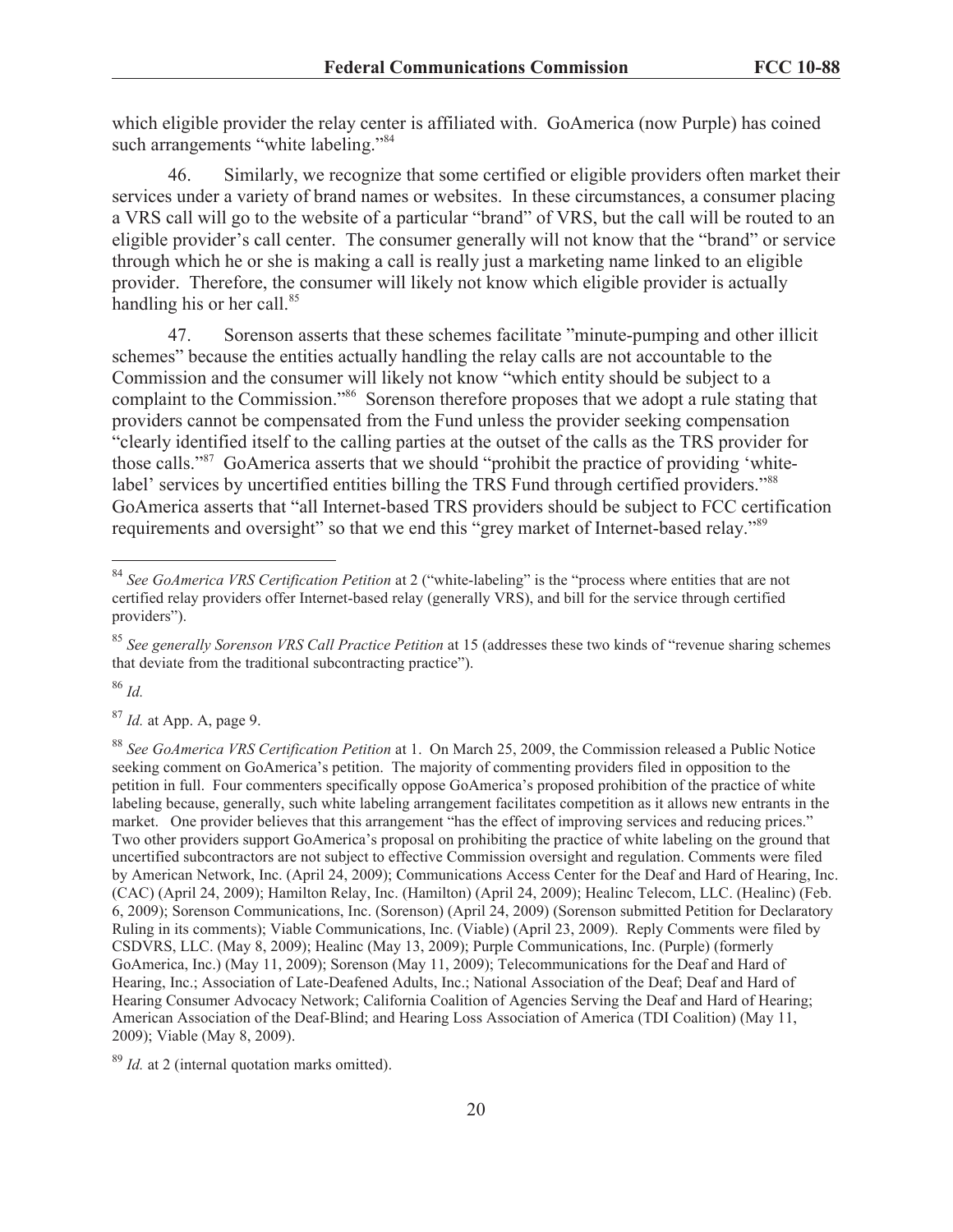which eligible provider the relay center is affiliated with. GoAmerica (now Purple) has coined such arrangements "white labeling."[84]

46. Similarly, we recognize that some certified or eligible providers often market their services under a variety of brand names or websites. In these circumstances, a consumer placing a VRS call will go to the website of a particular "brand" of VRS, but the call will be routed to an eligible provider's call center. The consumer generally will not know that the "brand" or service through which he or she is making a call is really just a marketing name linked to an eligible provider. Therefore, the consumer will likely not know which eligible provider is actually handling his or her call.[85]

47. Sorenson asserts that these schemes facilitate "minute-pumping and other illicit schemes" because the entities actually handling the relay calls are not accountable to the Commission and the consumer will likely not know "which entity should be subject to a complaint to the Commission."[86] Sorenson therefore proposes that we adopt a rule stating that providers cannot be compensated from the Fund unless the provider seeking compensation "clearly identified itself to the calling parties at the outset of the calls as the TRS provider for those calls."[87] GoAmerica asserts that we should "prohibit the practice of providing 'white-label' services by uncertified entities billing the TRS Fund through certified providers."[88] GoAmerica asserts that "all Internet-based TRS providers should be subject to FCC certification requirements and oversight" so that we end this "grey market of Internet-based relay."[89]

---

[84] *See GoAmerica VRS Certification Petition* at 2 ("white-labeling" is the "process where entities that are not certified relay providers offer Internet-based relay (generally VRS), and bill for the service through certified providers").

[85] *See generally Sorenson VRS Call Practice Petition* at 15 (addresses these two kinds of "revenue sharing schemes that deviate from the traditional subcontracting practice").

[86] *Id.*

[87] *Id.* at App. A, page 9.

[88] *See GoAmerica VRS Certification Petition* at 1. On March 25, 2009, the Commission released a Public Notice seeking comment on GoAmerica's petition. The majority of commenting providers filed in opposition to the petition in full. Four commenters specifically oppose GoAmerica's proposed prohibition of the practice of white labeling because, generally, such white labeling arrangement facilitates competition as it allows new entrants in the market. One provider believes that this arrangement "has the effect of improving services and reducing prices." Two other providers support GoAmerica's proposal on prohibiting the practice of white labeling on the ground that uncertified subcontractors are not subject to effective Commission oversight and regulation. Comments were filed by American Network, Inc. (April 24, 2009); Communications Access Center for the Deaf and Hard of Hearing, Inc. (CAC) (April 24, 2009); Hamilton Relay, Inc. (Hamilton) (April 24, 2009); Healinc Telecom, LLC. (Healinc) (Feb. 6, 2009); Sorenson Communications, Inc. (Sorenson) (April 24, 2009) (Sorenson submitted Petition for Declaratory Ruling in its comments); Viable Communications, Inc. (Viable) (April 23, 2009). Reply Comments were filed by CSDVRS, LLC. (May 8, 2009); Healinc (May 13, 2009); Purple Communications, Inc. (Purple) (formerly GoAmerica, Inc.) (May 11, 2009); Sorenson (May 11, 2009); Telecommunications for the Deaf and Hard of Hearing, Inc.; Association of Late-Deafened Adults, Inc.; National Association of the Deaf; Deaf and Hard of Hearing Consumer Advocacy Network; California Coalition of Agencies Serving the Deaf and Hard of Hearing; American Association of the Deaf-Blind; and Hearing Loss Association of America (TDI Coalition) (May 11, 2009); Viable (May 8, 2009).

[89] *Id.* at 2 (internal quotation marks omitted).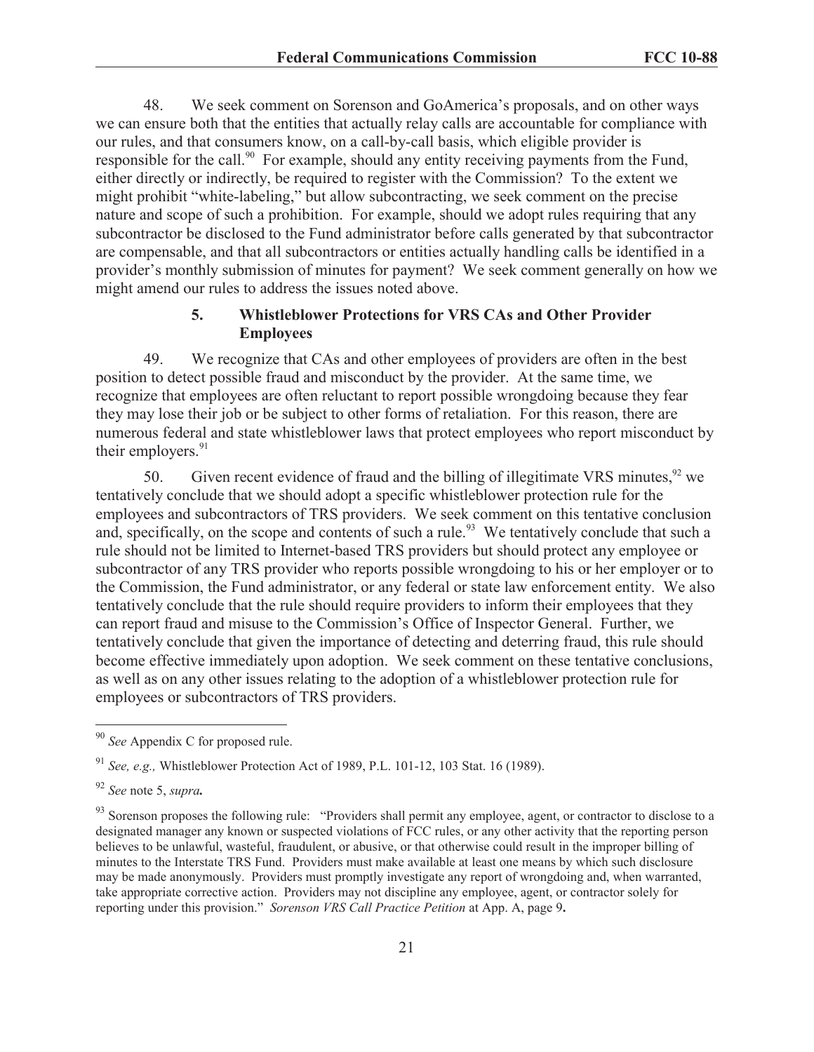48. We seek comment on Sorenson and GoAmerica's proposals, and on other ways we can ensure both that the entities that actually relay calls are accountable for compliance with our rules, and that consumers know, on a call-by-call basis, which eligible provider is responsible for the call.[90] For example, should any entity receiving payments from the Fund, either directly or indirectly, be required to register with the Commission? To the extent we might prohibit "white-labeling," but allow subcontracting, we seek comment on the precise nature and scope of such a prohibition. For example, should we adopt rules requiring that any subcontractor be disclosed to the Fund administrator before calls generated by that subcontractor are compensable, and that all subcontractors or entities actually handling calls be identified in a provider's monthly submission of minutes for payment? We seek comment generally on how we might amend our rules to address the issues noted above.

### 5. Whistleblower Protections for VRS CAs and Other Provider Employees

49. We recognize that CAs and other employees of providers are often in the best position to detect possible fraud and misconduct by the provider. At the same time, we recognize that employees are often reluctant to report possible wrongdoing because they fear they may lose their job or be subject to other forms of retaliation. For this reason, there are numerous federal and state whistleblower laws that protect employees who report misconduct by their employers.[91]

50. Given recent evidence of fraud and the billing of illegitimate VRS minutes,[92] we tentatively conclude that we should adopt a specific whistleblower protection rule for the employees and subcontractors of TRS providers. We seek comment on this tentative conclusion and, specifically, on the scope and contents of such a rule.[93] We tentatively conclude that such a rule should not be limited to Internet-based TRS providers but should protect any employee or subcontractor of any TRS provider who reports possible wrongdoing to his or her employer or to the Commission, the Fund administrator, or any federal or state law enforcement entity. We also tentatively conclude that the rule should require providers to inform their employees that they can report fraud and misuse to the Commission's Office of Inspector General. Further, we tentatively conclude that given the importance of detecting and deterring fraud, this rule should become effective immediately upon adoption. We seek comment on these tentative conclusions, as well as on any other issues relating to the adoption of a whistleblower protection rule for employees or subcontractors of TRS providers.

---

[90] *See* Appendix C for proposed rule.

[91] *See, e.g.,* Whistleblower Protection Act of 1989, P.L. 101-12, 103 Stat. 16 (1989).

[92] *See* note 5, ***supra***.

[93] Sorenson proposes the following rule: "Providers shall permit any employee, agent, or contractor to disclose to a designated manager any known or suspected violations of FCC rules, or any other activity that the reporting person believes to be unlawful, wasteful, fraudulent, or abusive, or that otherwise could result in the improper billing of minutes to the Interstate TRS Fund. Providers must make available at least one means by which such disclosure may be made anonymously. Providers must promptly investigate any report of wrongdoing and, when warranted, take appropriate corrective action. Providers may not discipline any employee, agent, or contractor solely for reporting under this provision." *Sorenson VRS Call Practice Petition* at App. A, page 9.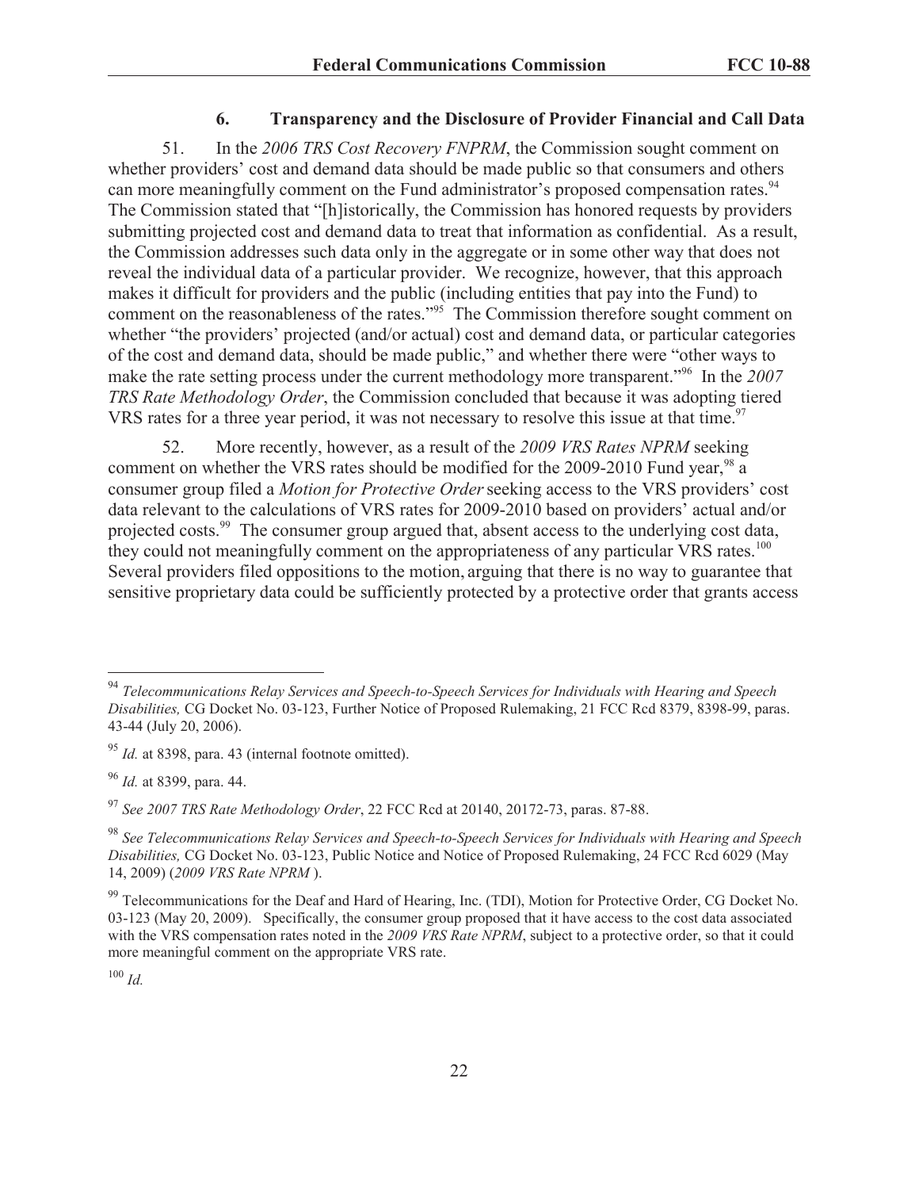### 6. Transparency and the Disclosure of Provider Financial and Call Data

51. In the *2006 TRS Cost Recovery FNPRM*, the Commission sought comment on whether providers' cost and demand data should be made public so that consumers and others can more meaningfully comment on the Fund administrator's proposed compensation rates.[94] The Commission stated that "[h]istorically, the Commission has honored requests by providers submitting projected cost and demand data to treat that information as confidential. As a result, the Commission addresses such data only in the aggregate or in some other way that does not reveal the individual data of a particular provider. We recognize, however, that this approach makes it difficult for providers and the public (including entities that pay into the Fund) to comment on the reasonableness of the rates."[95] The Commission therefore sought comment on whether "the providers' projected (and/or actual) cost and demand data, or particular categories of the cost and demand data, should be made public," and whether there were "other ways to make the rate setting process under the current methodology more transparent."[96] In the *2007 TRS Rate Methodology Order*, the Commission concluded that because it was adopting tiered VRS rates for a three year period, it was not necessary to resolve this issue at that time.[97]

52. More recently, however, as a result of the *2009 VRS Rates NPRM* seeking comment on whether the VRS rates should be modified for the 2009-2010 Fund year,[98] a consumer group filed a *Motion for Protective Order* seeking access to the VRS providers' cost data relevant to the calculations of VRS rates for 2009-2010 based on providers' actual and/or projected costs.[99] The consumer group argued that, absent access to the underlying cost data, they could not meaningfully comment on the appropriateness of any particular VRS rates.[100] Several providers filed oppositions to the motion, arguing that there is no way to guarantee that sensitive proprietary data could be sufficiently protected by a protective order that grants access

---

[94] *Telecommunications Relay Services and Speech-to-Speech Services for Individuals with Hearing and Speech Disabilities,* CG Docket No. 03-123, Further Notice of Proposed Rulemaking, 21 FCC Rcd 8379, 8398-99, paras. 43-44 (July 20, 2006).

[95] *Id.* at 8398, para. 43 (internal footnote omitted).

[96] *Id.* at 8399, para. 44.

[97] *See 2007 TRS Rate Methodology Order*, 22 FCC Rcd at 20140, 20172-73, paras. 87-88.

[98] *See Telecommunications Relay Services and Speech-to-Speech Services for Individuals with Hearing and Speech Disabilities,* CG Docket No. 03-123, Public Notice and Notice of Proposed Rulemaking, 24 FCC Rcd 6029 (May 14, 2009) (*2009 VRS Rate NPRM* ).

[99] Telecommunications for the Deaf and Hard of Hearing, Inc. (TDI), Motion for Protective Order, CG Docket No. 03-123 (May 20, 2009). Specifically, the consumer group proposed that it have access to the cost data associated with the VRS compensation rates noted in the *2009 VRS Rate NPRM*, subject to a protective order, so that it could more meaningful comment on the appropriate VRS rate.

[100] *Id.*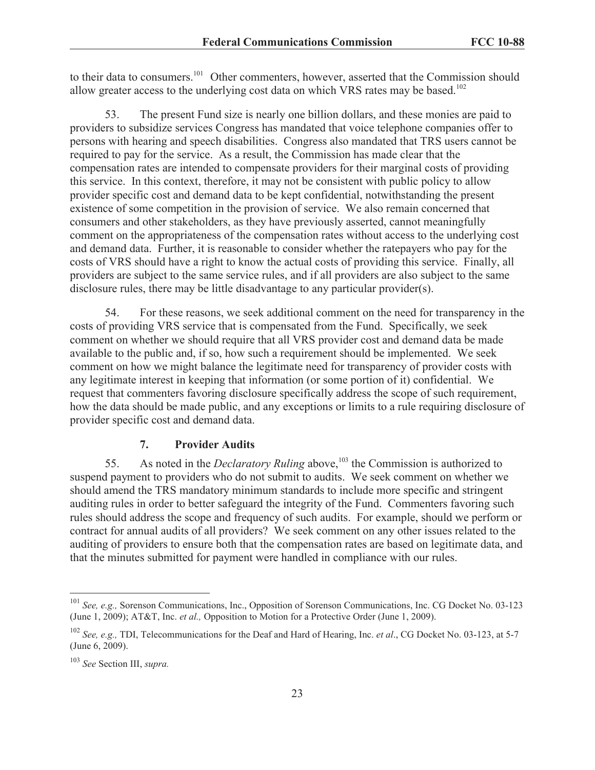to their data to consumers.[101] Other commenters, however, asserted that the Commission should allow greater access to the underlying cost data on which VRS rates may be based.[102]

53. The present Fund size is nearly one billion dollars, and these monies are paid to providers to subsidize services Congress has mandated that voice telephone companies offer to persons with hearing and speech disabilities. Congress also mandated that TRS users cannot be required to pay for the service. As a result, the Commission has made clear that the compensation rates are intended to compensate providers for their marginal costs of providing this service. In this context, therefore, it may not be consistent with public policy to allow provider specific cost and demand data to be kept confidential, notwithstanding the present existence of some competition in the provision of service. We also remain concerned that consumers and other stakeholders, as they have previously asserted, cannot meaningfully comment on the appropriateness of the compensation rates without access to the underlying cost and demand data. Further, it is reasonable to consider whether the ratepayers who pay for the costs of VRS should have a right to know the actual costs of providing this service. Finally, all providers are subject to the same service rules, and if all providers are also subject to the same disclosure rules, there may be little disadvantage to any particular provider(s).

54. For these reasons, we seek additional comment on the need for transparency in the costs of providing VRS service that is compensated from the Fund. Specifically, we seek comment on whether we should require that all VRS provider cost and demand data be made available to the public and, if so, how such a requirement should be implemented. We seek comment on how we might balance the legitimate need for transparency of provider costs with any legitimate interest in keeping that information (or some portion of it) confidential. We request that commenters favoring disclosure specifically address the scope of such requirement, how the data should be made public, and any exceptions or limits to a rule requiring disclosure of provider specific cost and demand data.

### 7. Provider Audits

55. As noted in the *Declaratory Ruling* above,[103] the Commission is authorized to suspend payment to providers who do not submit to audits. We seek comment on whether we should amend the TRS mandatory minimum standards to include more specific and stringent auditing rules in order to better safeguard the integrity of the Fund. Commenters favoring such rules should address the scope and frequency of such audits. For example, should we perform or contract for annual audits of all providers? We seek comment on any other issues related to the auditing of providers to ensure both that the compensation rates are based on legitimate data, and that the minutes submitted for payment were handled in compliance with our rules.

---

[101] *See, e.g.,* Sorenson Communications, Inc., Opposition of Sorenson Communications, Inc. CG Docket No. 03-123 (June 1, 2009); AT&T, Inc. *et al.,* Opposition to Motion for a Protective Order (June 1, 2009).

[102] *See, e.g.,* TDI, Telecommunications for the Deaf and Hard of Hearing, Inc. *et al*., CG Docket No. 03-123, at 5-7 (June 6, 2009).

[103] *See* Section III, *supra.*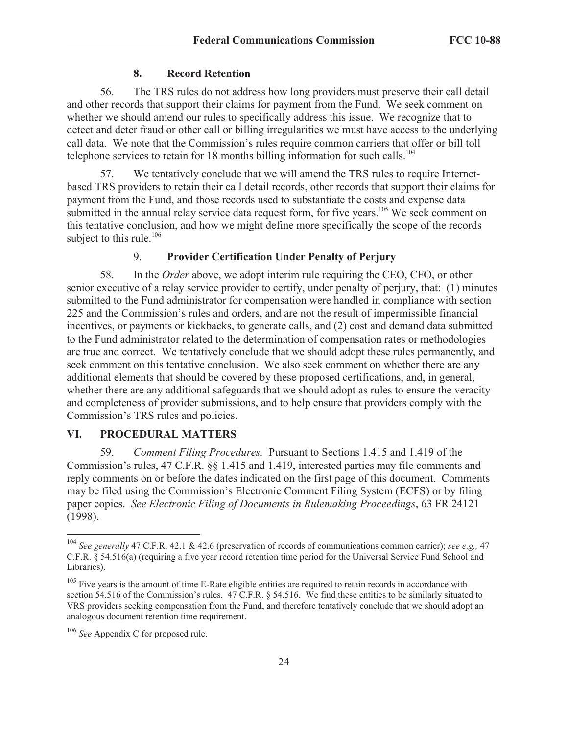### 8. Record Retention

56. The TRS rules do not address how long providers must preserve their call detail and other records that support their claims for payment from the Fund. We seek comment on whether we should amend our rules to specifically address this issue. We recognize that to detect and deter fraud or other call or billing irregularities we must have access to the underlying call data. We note that the Commission's rules require common carriers that offer or bill toll telephone services to retain for 18 months billing information for such calls.[104]

57. We tentatively conclude that we will amend the TRS rules to require Internet-based TRS providers to retain their call detail records, other records that support their claims for payment from the Fund, and those records used to substantiate the costs and expense data submitted in the annual relay service data request form, for five years.[105] We seek comment on this tentative conclusion, and how we might define more specifically the scope of the records subject to this rule.[106]

### 9. Provider Certification Under Penalty of Perjury

58. In the *Order* above, we adopt interim rule requiring the CEO, CFO, or other senior executive of a relay service provider to certify, under penalty of perjury, that: (1) minutes submitted to the Fund administrator for compensation were handled in compliance with section 225 and the Commission's rules and orders, and are not the result of impermissible financial incentives, or payments or kickbacks, to generate calls, and (2) cost and demand data submitted to the Fund administrator related to the determination of compensation rates or methodologies are true and correct. We tentatively conclude that we should adopt these rules permanently, and seek comment on this tentative conclusion. We also seek comment on whether there are any additional elements that should be covered by these proposed certifications, and, in general, whether there are any additional safeguards that we should adopt as rules to ensure the veracity and completeness of provider submissions, and to help ensure that providers comply with the Commission's TRS rules and policies.

## VI. PROCEDURAL MATTERS

59. *Comment Filing Procedures.* Pursuant to Sections 1.415 and 1.419 of the Commission's rules, 47 C.F.R. §§ 1.415 and 1.419, interested parties may file comments and reply comments on or before the dates indicated on the first page of this document. Comments may be filed using the Commission's Electronic Comment Filing System (ECFS) or by filing paper copies. *See Electronic Filing of Documents in Rulemaking Proceedings*, 63 FR 24121 (1998).

---

[104] *See generally* 47 C.F.R. 42.1 & 42.6 (preservation of records of communications common carrier); *see e.g.,* 47 C.F.R. § 54.516(a) (requiring a five year record retention time period for the Universal Service Fund School and Libraries).

[105] Five years is the amount of time E-Rate eligible entities are required to retain records in accordance with section 54.516 of the Commission's rules. 47 C.F.R. § 54.516. We find these entities to be similarly situated to VRS providers seeking compensation from the Fund, and therefore tentatively conclude that we should adopt an analogous document retention time requirement.

[106] *See* Appendix C for proposed rule.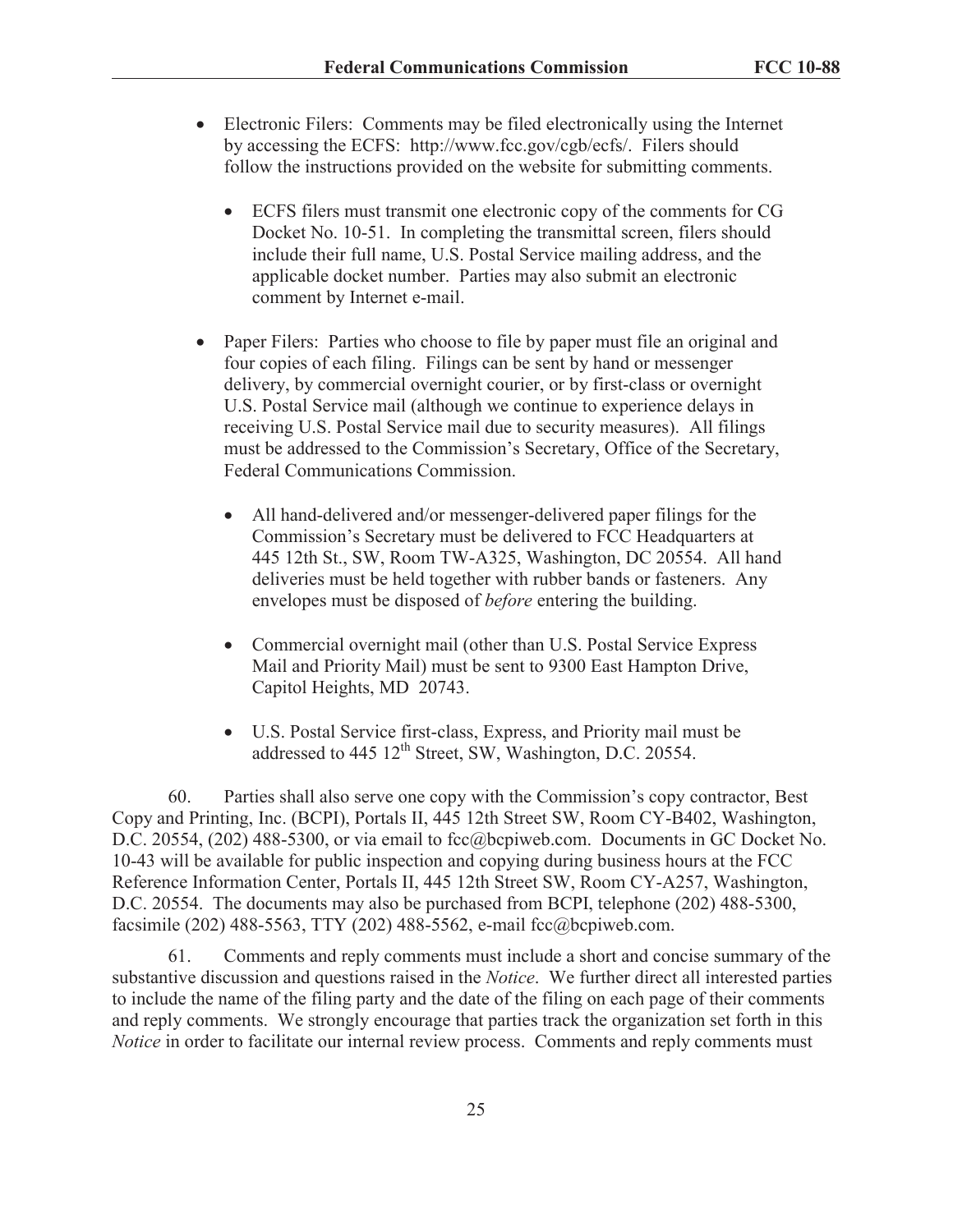- Electronic Filers: Comments may be filed electronically using the Internet by accessing the ECFS: http://www.fcc.gov/cgb/ecfs/. Filers should follow the instructions provided on the website for submitting comments.

    - ECFS filers must transmit one electronic copy of the comments for CG Docket No. 10-51. In completing the transmittal screen, filers should include their full name, U.S. Postal Service mailing address, and the applicable docket number. Parties may also submit an electronic comment by Internet e-mail.

- Paper Filers: Parties who choose to file by paper must file an original and four copies of each filing. Filings can be sent by hand or messenger delivery, by commercial overnight courier, or by first-class or overnight U.S. Postal Service mail (although we continue to experience delays in receiving U.S. Postal Service mail due to security measures). All filings must be addressed to the Commission's Secretary, Office of the Secretary, Federal Communications Commission.

    - All hand-delivered and/or messenger-delivered paper filings for the Commission's Secretary must be delivered to FCC Headquarters at 445 12th St., SW, Room TW-A325, Washington, DC 20554. All hand deliveries must be held together with rubber bands or fasteners. Any envelopes must be disposed of *before* entering the building.

    - Commercial overnight mail (other than U.S. Postal Service Express Mail and Priority Mail) must be sent to 9300 East Hampton Drive, Capitol Heights, MD 20743.

    - U.S. Postal Service first-class, Express, and Priority mail must be addressed to 445 12th Street, SW, Washington, D.C. 20554.

60. Parties shall also serve one copy with the Commission's copy contractor, Best Copy and Printing, Inc. (BCPI), Portals II, 445 12th Street SW, Room CY-B402, Washington, D.C. 20554, (202) 488-5300, or via email to fcc@bcpiweb.com. Documents in GC Docket No. 10-43 will be available for public inspection and copying during business hours at the FCC Reference Information Center, Portals II, 445 12th Street SW, Room CY-A257, Washington, D.C. 20554. The documents may also be purchased from BCPI, telephone (202) 488-5300, facsimile (202) 488-5563, TTY (202) 488-5562, e-mail fcc@bcpiweb.com.

61. Comments and reply comments must include a short and concise summary of the substantive discussion and questions raised in the *Notice*. We further direct all interested parties to include the name of the filing party and the date of the filing on each page of their comments and reply comments. We strongly encourage that parties track the organization set forth in this *Notice* in order to facilitate our internal review process. Comments and reply comments must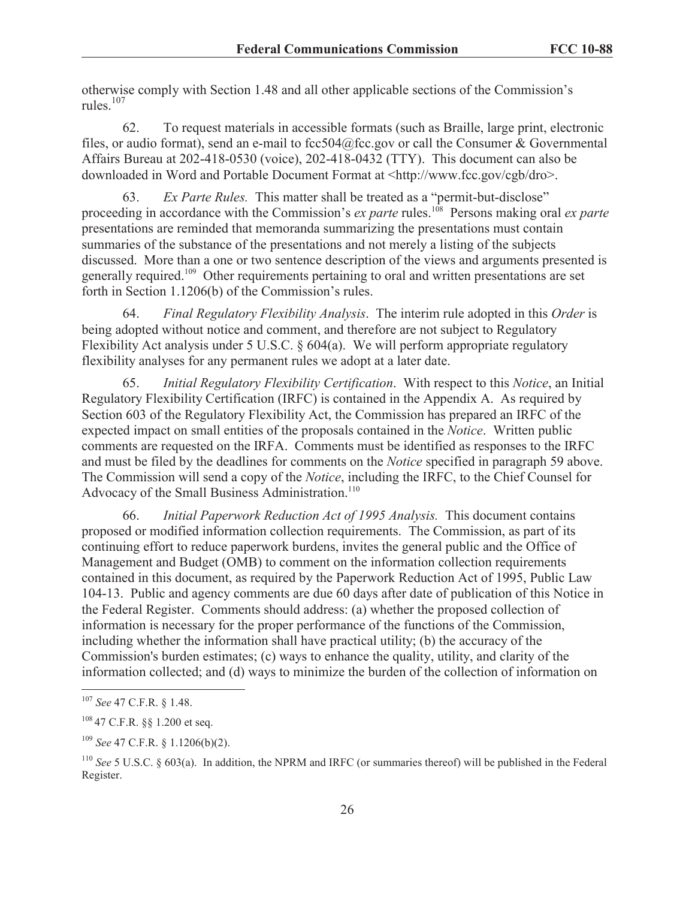otherwise comply with Section 1.48 and all other applicable sections of the Commission's rules.[107]

62. To request materials in accessible formats (such as Braille, large print, electronic files, or audio format), send an e-mail to fcc504@fcc.gov or call the Consumer & Governmental Affairs Bureau at 202-418-0530 (voice), 202-418-0432 (TTY). This document can also be downloaded in Word and Portable Document Format at <http://www.fcc.gov/cgb/dro>.

63. *Ex Parte Rules.* This matter shall be treated as a "permit-but-disclose" proceeding in accordance with the Commission's *ex parte* rules.[108] Persons making oral *ex parte* presentations are reminded that memoranda summarizing the presentations must contain summaries of the substance of the presentations and not merely a listing of the subjects discussed. More than a one or two sentence description of the views and arguments presented is generally required.[109] Other requirements pertaining to oral and written presentations are set forth in Section 1.1206(b) of the Commission's rules.

64. *Final Regulatory Flexibility Analysis*. The interim rule adopted in this *Order* is being adopted without notice and comment, and therefore are not subject to Regulatory Flexibility Act analysis under 5 U.S.C. § 604(a). We will perform appropriate regulatory flexibility analyses for any permanent rules we adopt at a later date.

65. *Initial Regulatory Flexibility Certification*. With respect to this *Notice*, an Initial Regulatory Flexibility Certification (IRFC) is contained in the Appendix A. As required by Section 603 of the Regulatory Flexibility Act, the Commission has prepared an IRFC of the expected impact on small entities of the proposals contained in the *Notice*. Written public comments are requested on the IRFA. Comments must be identified as responses to the IRFC and must be filed by the deadlines for comments on the *Notice* specified in paragraph 59 above. The Commission will send a copy of the *Notice*, including the IRFC, to the Chief Counsel for Advocacy of the Small Business Administration.[110]

66. *Initial Paperwork Reduction Act of 1995 Analysis.* This document contains proposed or modified information collection requirements. The Commission, as part of its continuing effort to reduce paperwork burdens, invites the general public and the Office of Management and Budget (OMB) to comment on the information collection requirements contained in this document, as required by the Paperwork Reduction Act of 1995, Public Law 104-13. Public and agency comments are due 60 days after date of publication of this Notice in the Federal Register. Comments should address: (a) whether the proposed collection of information is necessary for the proper performance of the functions of the Commission, including whether the information shall have practical utility; (b) the accuracy of the Commission's burden estimates; (c) ways to enhance the quality, utility, and clarity of the information collected; and (d) ways to minimize the burden of the collection of information on

---

[107] *See* 47 C.F.R. § 1.48.

[108] 47 C.F.R. §§ 1.200 et seq.

[109] *See* 47 C.F.R. § 1.1206(b)(2).

[110] *See* 5 U.S.C. § 603(a). In addition, the NPRM and IRFC (or summaries thereof) will be published in the Federal Register.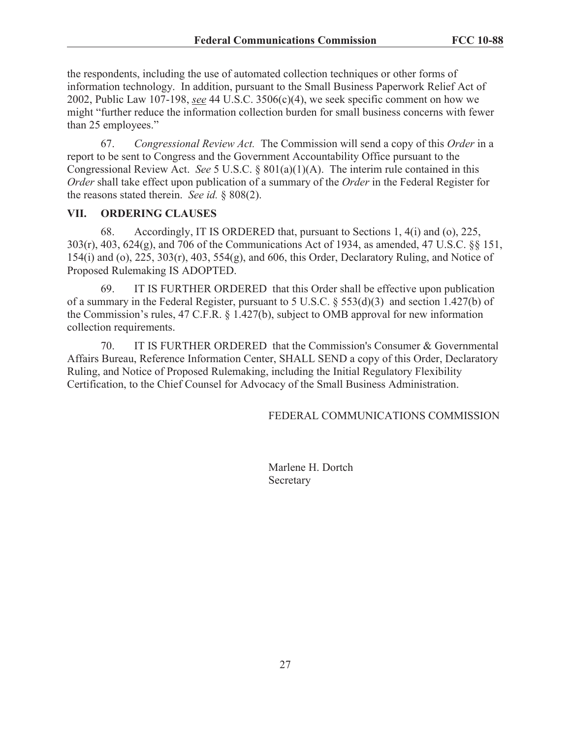the respondents, including the use of automated collection techniques or other forms of information technology. In addition, pursuant to the Small Business Paperwork Relief Act of 2002, Public Law 107-198, see 44 U.S.C. 3506(c)(4), we seek specific comment on how we might "further reduce the information collection burden for small business concerns with fewer than 25 employees."

67. *Congressional Review Act.* The Commission will send a copy of this *Order* in a report to be sent to Congress and the Government Accountability Office pursuant to the Congressional Review Act. *See* 5 U.S.C. § 801(a)(1)(A). The interim rule contained in this *Order* shall take effect upon publication of a summary of the *Order* in the Federal Register for the reasons stated therein. *See id.* § 808(2).

## VII. ORDERING CLAUSES

68. Accordingly, IT IS ORDERED that, pursuant to Sections 1, 4(i) and (o), 225, 303(r), 403, 624(g), and 706 of the Communications Act of 1934, as amended, 47 U.S.C. §§ 151, 154(i) and (o), 225, 303(r), 403, 554(g), and 606, this Order, Declaratory Ruling, and Notice of Proposed Rulemaking IS ADOPTED.

69. IT IS FURTHER ORDERED that this Order shall be effective upon publication of a summary in the Federal Register, pursuant to 5 U.S.C. § 553(d)(3) and section 1.427(b) of the Commission's rules, 47 C.F.R. § 1.427(b), subject to OMB approval for new information collection requirements.

70. IT IS FURTHER ORDERED that the Commission's Consumer & Governmental Affairs Bureau, Reference Information Center, SHALL SEND a copy of this Order, Declaratory Ruling, and Notice of Proposed Rulemaking, including the Initial Regulatory Flexibility Certification, to the Chief Counsel for Advocacy of the Small Business Administration.

FEDERAL COMMUNICATIONS COMMISSION

Marlene H. Dortch
Secretary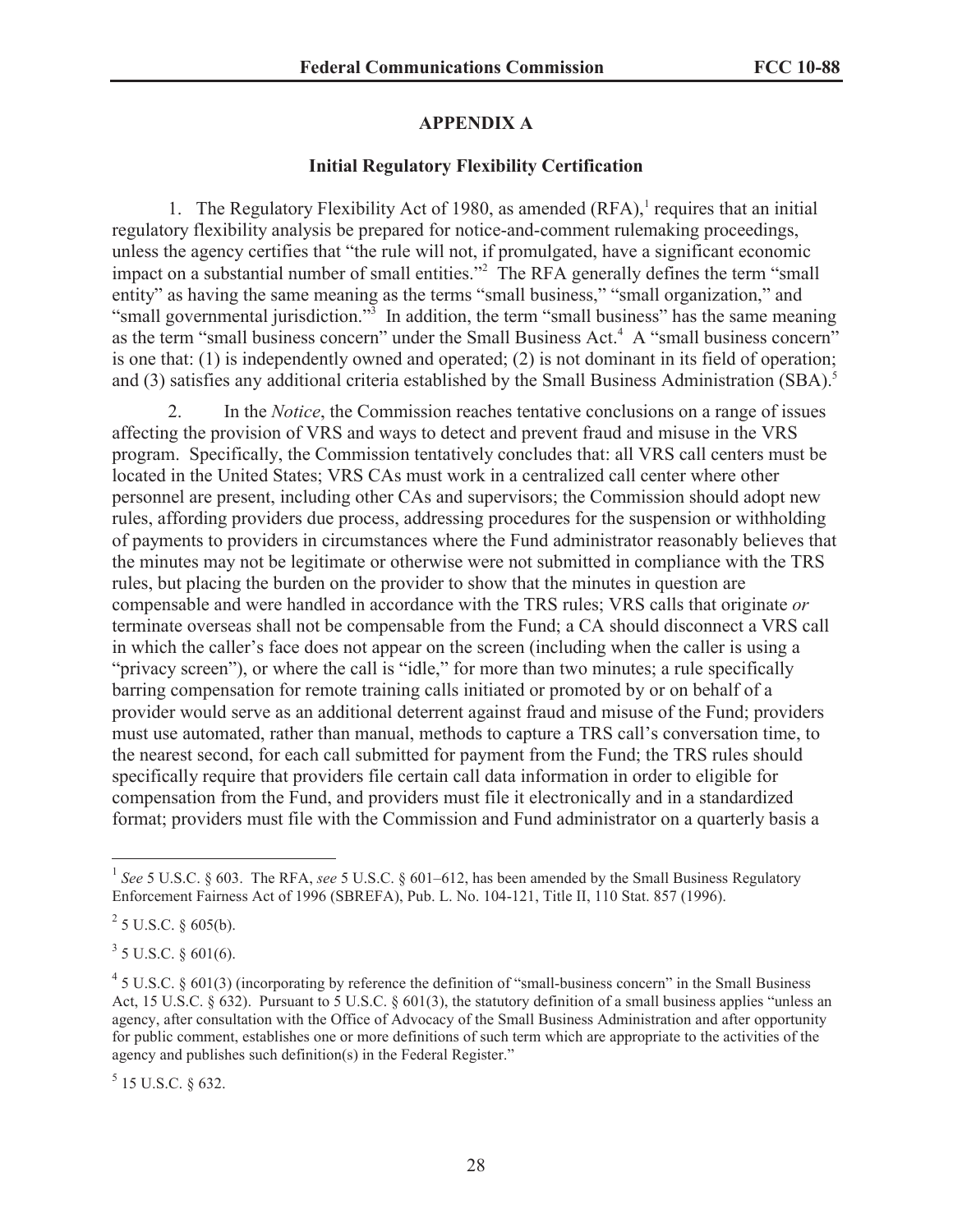## APPENDIX A

### Initial Regulatory Flexibility Certification

1. The Regulatory Flexibility Act of 1980, as amended (RFA),[1] requires that an initial regulatory flexibility analysis be prepared for notice-and-comment rulemaking proceedings, unless the agency certifies that "the rule will not, if promulgated, have a significant economic impact on a substantial number of small entities."[2] The RFA generally defines the term "small entity" as having the same meaning as the terms "small business," "small organization," and "small governmental jurisdiction."[3] In addition, the term "small business" has the same meaning as the term "small business concern" under the Small Business Act.[4] A "small business concern" is one that: (1) is independently owned and operated; (2) is not dominant in its field of operation; and (3) satisfies any additional criteria established by the Small Business Administration (SBA).[5]

2. In the *Notice*, the Commission reaches tentative conclusions on a range of issues affecting the provision of VRS and ways to detect and prevent fraud and misuse in the VRS program. Specifically, the Commission tentatively concludes that: all VRS call centers must be located in the United States; VRS CAs must work in a centralized call center where other personnel are present, including other CAs and supervisors; the Commission should adopt new rules, affording providers due process, addressing procedures for the suspension or withholding of payments to providers in circumstances where the Fund administrator reasonably believes that the minutes may not be legitimate or otherwise were not submitted in compliance with the TRS rules, but placing the burden on the provider to show that the minutes in question are compensable and were handled in accordance with the TRS rules; VRS calls that originate *or* terminate overseas shall not be compensable from the Fund; a CA should disconnect a VRS call in which the caller's face does not appear on the screen (including when the caller is using a "privacy screen"), or where the call is "idle," for more than two minutes; a rule specifically barring compensation for remote training calls initiated or promoted by or on behalf of a provider would serve as an additional deterrent against fraud and misuse of the Fund; providers must use automated, rather than manual, methods to capture a TRS call's conversation time, to the nearest second, for each call submitted for payment from the Fund; the TRS rules should specifically require that providers file certain call data information in order to eligible for compensation from the Fund, and providers must file it electronically and in a standardized format; providers must file with the Commission and Fund administrator on a quarterly basis a

---

[1] *See* 5 U.S.C. § 603. The RFA, *see* 5 U.S.C. § 601–612, has been amended by the Small Business Regulatory Enforcement Fairness Act of 1996 (SBREFA), Pub. L. No. 104-121, Title II, 110 Stat. 857 (1996).

[2] 5 U.S.C. § 605(b).

[3] 5 U.S.C. § 601(6).

[4] 5 U.S.C. § 601(3) (incorporating by reference the definition of "small-business concern" in the Small Business Act, 15 U.S.C. § 632). Pursuant to 5 U.S.C. § 601(3), the statutory definition of a small business applies "unless an agency, after consultation with the Office of Advocacy of the Small Business Administration and after opportunity for public comment, establishes one or more definitions of such term which are appropriate to the activities of the agency and publishes such definition(s) in the Federal Register."

[5] 15 U.S.C. § 632.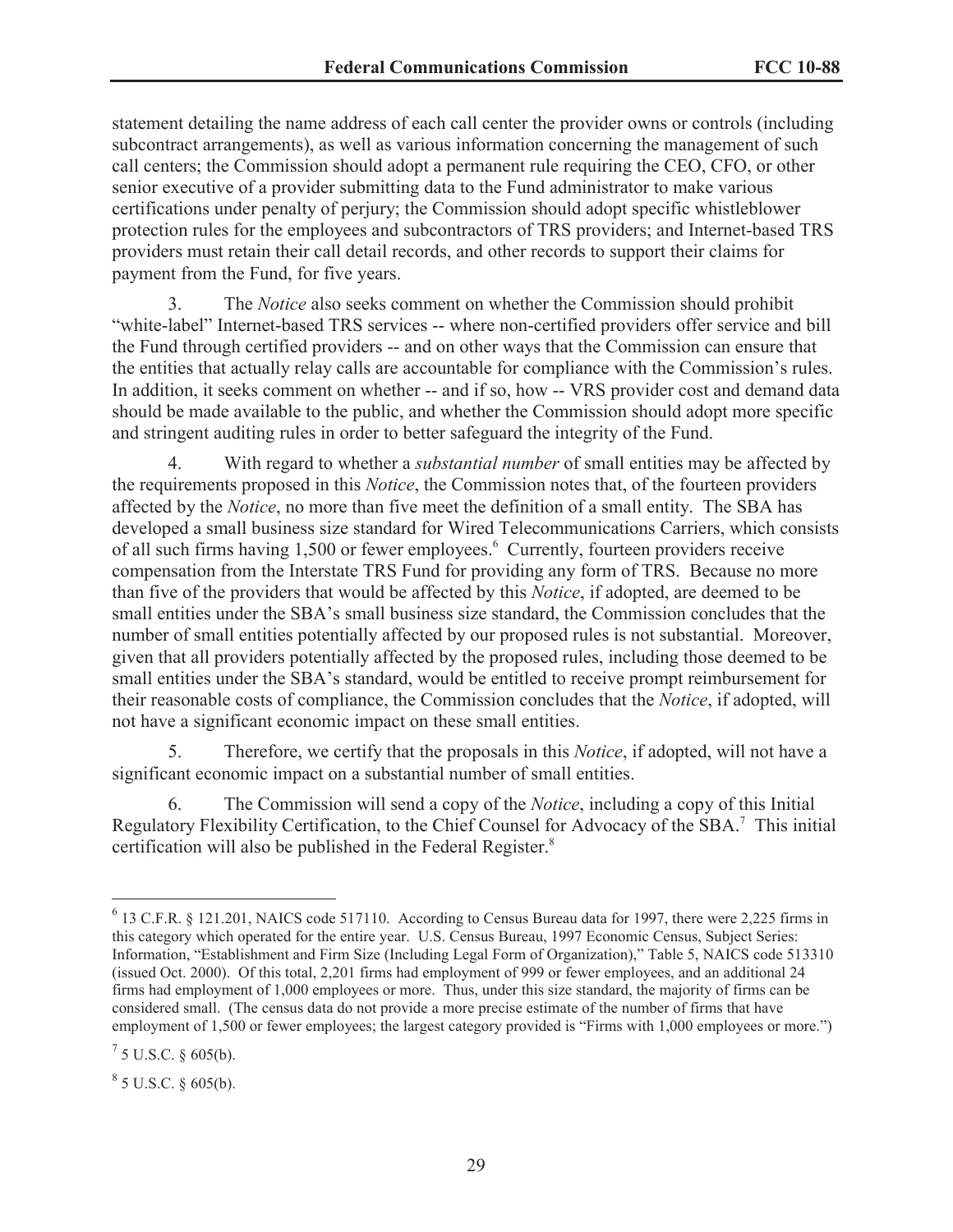statement detailing the name address of each call center the provider owns or controls (including subcontract arrangements), as well as various information concerning the management of such call centers; the Commission should adopt a permanent rule requiring the CEO, CFO, or other senior executive of a provider submitting data to the Fund administrator to make various certifications under penalty of perjury; the Commission should adopt specific whistleblower protection rules for the employees and subcontractors of TRS providers; and Internet-based TRS providers must retain their call detail records, and other records to support their claims for payment from the Fund, for five years.

3. The *Notice* also seeks comment on whether the Commission should prohibit "white-label" Internet-based TRS services -- where non-certified providers offer service and bill the Fund through certified providers -- and on other ways that the Commission can ensure that the entities that actually relay calls are accountable for compliance with the Commission's rules. In addition, it seeks comment on whether -- and if so, how -- VRS provider cost and demand data should be made available to the public, and whether the Commission should adopt more specific and stringent auditing rules in order to better safeguard the integrity of the Fund.

4. With regard to whether a *substantial number* of small entities may be affected by the requirements proposed in this *Notice*, the Commission notes that, of the fourteen providers affected by the *Notice*, no more than five meet the definition of a small entity. The SBA has developed a small business size standard for Wired Telecommunications Carriers, which consists of all such firms having 1,500 or fewer employees.[6] Currently, fourteen providers receive compensation from the Interstate TRS Fund for providing any form of TRS. Because no more than five of the providers that would be affected by this *Notice*, if adopted, are deemed to be small entities under the SBA's small business size standard, the Commission concludes that the number of small entities potentially affected by our proposed rules is not substantial. Moreover, given that all providers potentially affected by the proposed rules, including those deemed to be small entities under the SBA's standard, would be entitled to receive prompt reimbursement for their reasonable costs of compliance, the Commission concludes that the *Notice*, if adopted, will not have a significant economic impact on these small entities.

5. Therefore, we certify that the proposals in this *Notice*, if adopted, will not have a significant economic impact on a substantial number of small entities.

6. The Commission will send a copy of the *Notice*, including a copy of this Initial Regulatory Flexibility Certification, to the Chief Counsel for Advocacy of the SBA.[7] This initial certification will also be published in the Federal Register.[8]

---

[6] 13 C.F.R. § 121.201, NAICS code 517110. According to Census Bureau data for 1997, there were 2,225 firms in this category which operated for the entire year. U.S. Census Bureau, 1997 Economic Census, Subject Series: Information, "Establishment and Firm Size (Including Legal Form of Organization)," Table 5, NAICS code 513310 (issued Oct. 2000). Of this total, 2,201 firms had employment of 999 or fewer employees, and an additional 24 firms had employment of 1,000 employees or more. Thus, under this size standard, the majority of firms can be considered small. (The census data do not provide a more precise estimate of the number of firms that have employment of 1,500 or fewer employees; the largest category provided is "Firms with 1,000 employees or more.")

[7] 5 U.S.C. § 605(b).

[8] 5 U.S.C. § 605(b).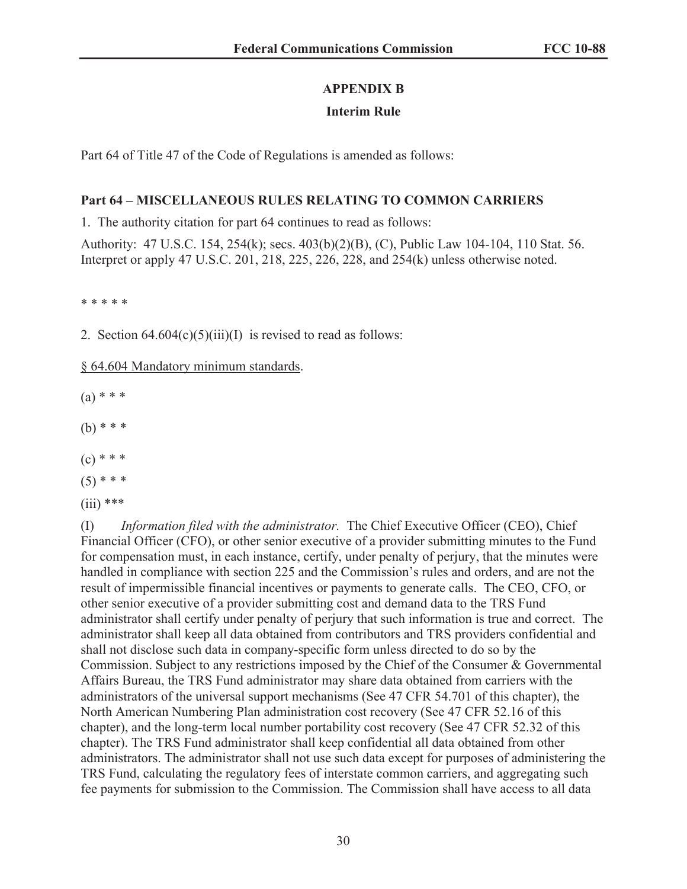## APPENDIX B

### Interim Rule

Part 64 of Title 47 of the Code of Regulations is amended as follows:

**Part 64 – MISCELLANEOUS RULES RELATING TO COMMON CARRIERS**

1. The authority citation for part 64 continues to read as follows:

Authority: 47 U.S.C. 154, 254(k); secs. 403(b)(2)(B), (C), Public Law 104-104, 110 Stat. 56. Interpret or apply 47 U.S.C. 201, 218, 225, 226, 228, and 254(k) unless otherwise noted.

* * * * *

2. Section 64.604(c)(5)(iii)(I) is revised to read as follows:

§ 64.604 Mandatory minimum standards.

(a) * * *

(b) * * *

(c) * * *

(5) * * *

(iii) ***

(I) *Information filed with the administrator.* The Chief Executive Officer (CEO), Chief Financial Officer (CFO), or other senior executive of a provider submitting minutes to the Fund for compensation must, in each instance, certify, under penalty of perjury, that the minutes were handled in compliance with section 225 and the Commission's rules and orders, and are not the result of impermissible financial incentives or payments to generate calls. The CEO, CFO, or other senior executive of a provider submitting cost and demand data to the TRS Fund administrator shall certify under penalty of perjury that such information is true and correct. The administrator shall keep all data obtained from contributors and TRS providers confidential and shall not disclose such data in company-specific form unless directed to do so by the Commission. Subject to any restrictions imposed by the Chief of the Consumer & Governmental Affairs Bureau, the TRS Fund administrator may share data obtained from carriers with the administrators of the universal support mechanisms (See 47 CFR 54.701 of this chapter), the North American Numbering Plan administration cost recovery (See 47 CFR 52.16 of this chapter), and the long-term local number portability cost recovery (See 47 CFR 52.32 of this chapter). The TRS Fund administrator shall keep confidential all data obtained from other administrators. The administrator shall not use such data except for purposes of administering the TRS Fund, calculating the regulatory fees of interstate common carriers, and aggregating such fee payments for submission to the Commission. The Commission shall have access to all data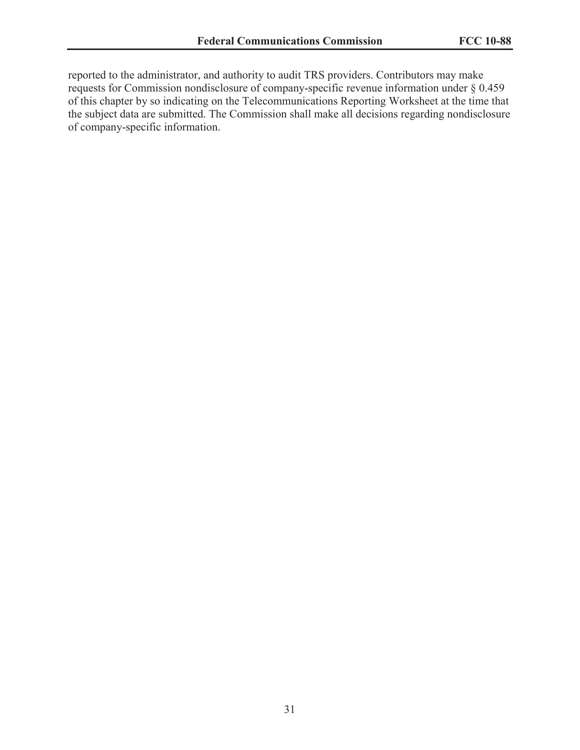reported to the administrator, and authority to audit TRS providers. Contributors may make requests for Commission nondisclosure of company-specific revenue information under § 0.459 of this chapter by so indicating on the Telecommunications Reporting Worksheet at the time that the subject data are submitted. The Commission shall make all decisions regarding nondisclosure of company-specific information.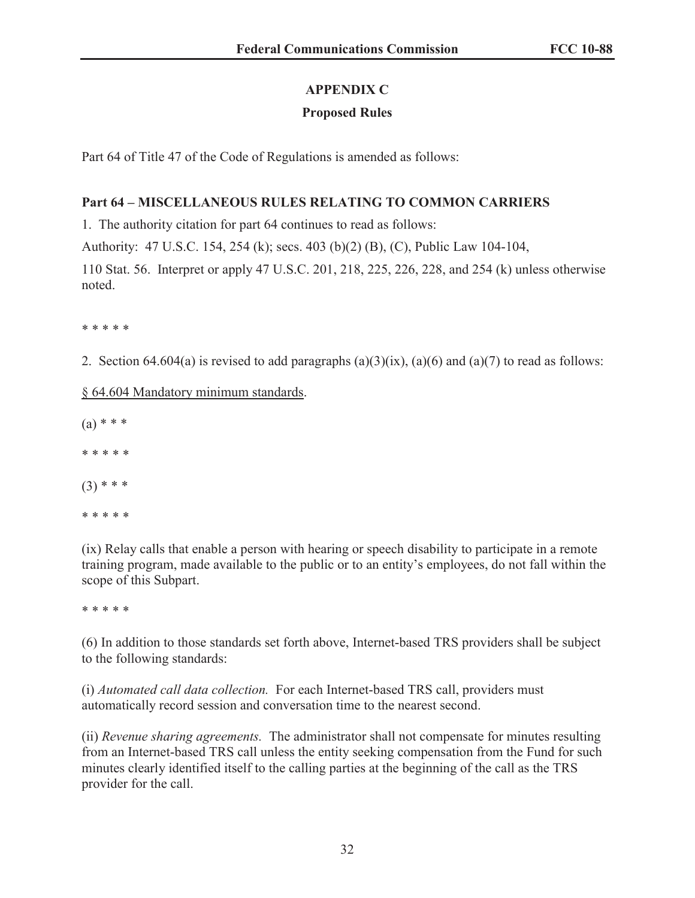## APPENDIX C

## Proposed Rules

Part 64 of Title 47 of the Code of Regulations is amended as follows:

**Part 64 – MISCELLANEOUS RULES RELATING TO COMMON CARRIERS**

1. The authority citation for part 64 continues to read as follows:

Authority: 47 U.S.C. 154, 254 (k); secs. 403 (b)(2) (B), (C), Public Law 104-104,

110 Stat. 56. Interpret or apply 47 U.S.C. 201, 218, 225, 226, 228, and 254 (k) unless otherwise noted.

* * * * *

2. Section 64.604(a) is revised to add paragraphs (a)(3)(ix), (a)(6) and (a)(7) to read as follows:

§ 64.604 Mandatory minimum standards.

(a) * * *

* * * * *

(3) * * *

* * * * *

(ix) Relay calls that enable a person with hearing or speech disability to participate in a remote training program, made available to the public or to an entity's employees, do not fall within the scope of this Subpart.

* * * * *

(6) In addition to those standards set forth above, Internet-based TRS providers shall be subject to the following standards:

(i) *Automated call data collection.* For each Internet-based TRS call, providers must automatically record session and conversation time to the nearest second.

(ii) *Revenue sharing agreements.* The administrator shall not compensate for minutes resulting from an Internet-based TRS call unless the entity seeking compensation from the Fund for such minutes clearly identified itself to the calling parties at the beginning of the call as the TRS provider for the call.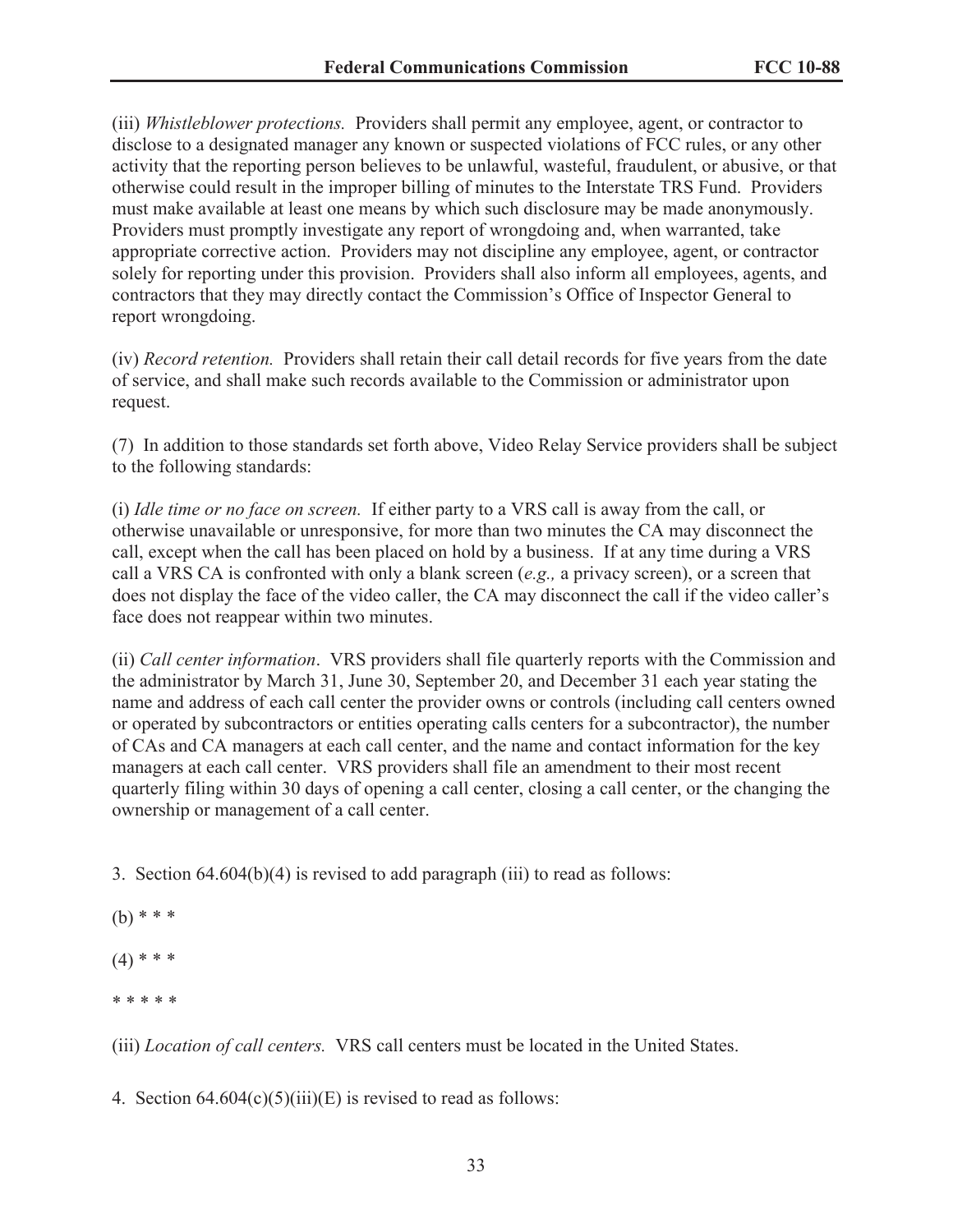(iii) *Whistleblower protections.* Providers shall permit any employee, agent, or contractor to disclose to a designated manager any known or suspected violations of FCC rules, or any other activity that the reporting person believes to be unlawful, wasteful, fraudulent, or abusive, or that otherwise could result in the improper billing of minutes to the Interstate TRS Fund. Providers must make available at least one means by which such disclosure may be made anonymously. Providers must promptly investigate any report of wrongdoing and, when warranted, take appropriate corrective action. Providers may not discipline any employee, agent, or contractor solely for reporting under this provision. Providers shall also inform all employees, agents, and contractors that they may directly contact the Commission's Office of Inspector General to report wrongdoing.

(iv) *Record retention.* Providers shall retain their call detail records for five years from the date of service, and shall make such records available to the Commission or administrator upon request.

(7) In addition to those standards set forth above, Video Relay Service providers shall be subject to the following standards:

(i) *Idle time or no face on screen.* If either party to a VRS call is away from the call, or otherwise unavailable or unresponsive, for more than two minutes the CA may disconnect the call, except when the call has been placed on hold by a business. If at any time during a VRS call a VRS CA is confronted with only a blank screen (*e.g.,* a privacy screen), or a screen that does not display the face of the video caller, the CA may disconnect the call if the video caller's face does not reappear within two minutes.

(ii) *Call center information*. VRS providers shall file quarterly reports with the Commission and the administrator by March 31, June 30, September 20, and December 31 each year stating the name and address of each call center the provider owns or controls (including call centers owned or operated by subcontractors or entities operating calls centers for a subcontractor), the number of CAs and CA managers at each call center, and the name and contact information for the key managers at each call center. VRS providers shall file an amendment to their most recent quarterly filing within 30 days of opening a call center, closing a call center, or the changing the ownership or management of a call center.

3. Section 64.604(b)(4) is revised to add paragraph (iii) to read as follows:

(b) * * *

(4) * * *

* * * * *

(iii) *Location of call centers.* VRS call centers must be located in the United States.

4. Section 64.604(c)(5)(iii)(E) is revised to read as follows: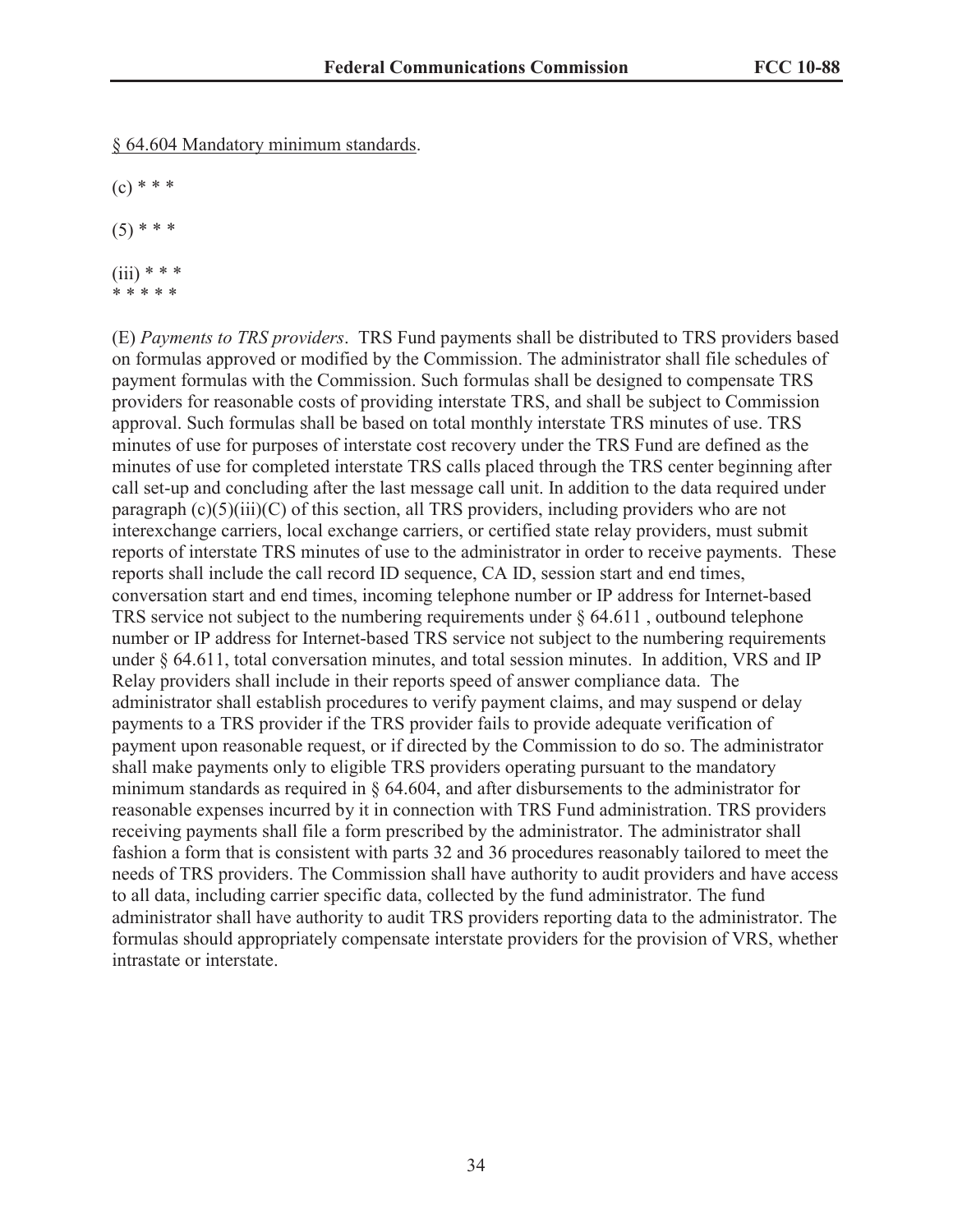<u>§ 64.604 Mandatory minimum standards</u>.

(c) * * *

(5) * * *

(iii) * * *
* * * * *

(E) *Payments to TRS providers*. TRS Fund payments shall be distributed to TRS providers based on formulas approved or modified by the Commission. The administrator shall file schedules of payment formulas with the Commission. Such formulas shall be designed to compensate TRS providers for reasonable costs of providing interstate TRS, and shall be subject to Commission approval. Such formulas shall be based on total monthly interstate TRS minutes of use. TRS minutes of use for purposes of interstate cost recovery under the TRS Fund are defined as the minutes of use for completed interstate TRS calls placed through the TRS center beginning after call set-up and concluding after the last message call unit. In addition to the data required under paragraph (c)(5)(iii)(C) of this section, all TRS providers, including providers who are not interexchange carriers, local exchange carriers, or certified state relay providers, must submit reports of interstate TRS minutes of use to the administrator in order to receive payments. These reports shall include the call record ID sequence, CA ID, session start and end times, conversation start and end times, incoming telephone number or IP address for Internet-based TRS service not subject to the numbering requirements under § 64.611 , outbound telephone number or IP address for Internet-based TRS service not subject to the numbering requirements under § 64.611, total conversation minutes, and total session minutes. In addition, VRS and IP Relay providers shall include in their reports speed of answer compliance data. The administrator shall establish procedures to verify payment claims, and may suspend or delay payments to a TRS provider if the TRS provider fails to provide adequate verification of payment upon reasonable request, or if directed by the Commission to do so. The administrator shall make payments only to eligible TRS providers operating pursuant to the mandatory minimum standards as required in § 64.604, and after disbursements to the administrator for reasonable expenses incurred by it in connection with TRS Fund administration. TRS providers receiving payments shall file a form prescribed by the administrator. The administrator shall fashion a form that is consistent with parts 32 and 36 procedures reasonably tailored to meet the needs of TRS providers. The Commission shall have authority to audit providers and have access to all data, including carrier specific data, collected by the fund administrator. The fund administrator shall have authority to audit TRS providers reporting data to the administrator. The formulas should appropriately compensate interstate providers for the provision of VRS, whether intrastate or interstate.